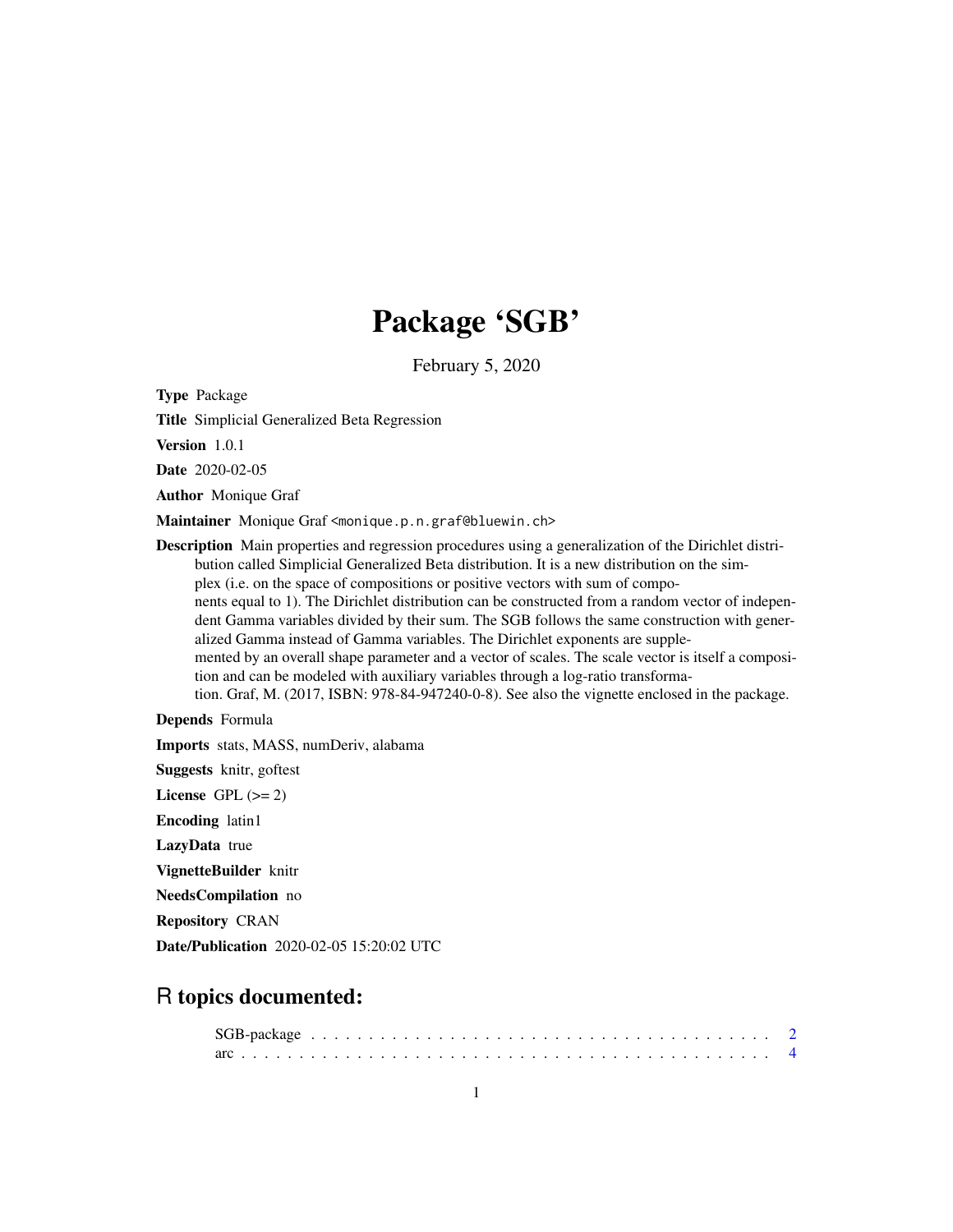# Package 'SGB'

February 5, 2020

**Type** Package

**Title** Simplicial Generalized Beta Regression

**Version** 1.0.1

**Date** 2020-02-05

**Author** Monique Graf

**Maintainer** Monique Graf <monique.p.n.graf@bluewin.ch>

**Description** Main properties and regression procedures using a generalization of the Dirichlet distribution called Simplicial Generalized Beta distribution. It is a new distribution on the simplex (i.e. on the space of compositions or positive vectors with sum of components equal to 1). The Dirichlet distribution can be constructed from a random vector of independent Gamma variables divided by their sum. The SGB follows the same construction with generalized Gamma instead of Gamma variables. The Dirichlet exponents are supplemented by an overall shape parameter and a vector of scales. The scale vector is itself a composition and can be modeled with auxiliary variables through a log-ratio transformation. Graf, M. (2017, ISBN: 978-84-947240-0-8). See also the vignette enclosed in the package.

**Depends** Formula

**Imports** stats, MASS, numDeriv, alabama

**Suggests** knitr, goftest

**License** GPL (>= 2)

**Encoding** latin1

**LazyData** true

**VignetteBuilder** knitr

**NeedsCompilation** no

**Repository** CRAN

**Date/Publication** 2020-02-05 15:20:02 UTC

## R topics documented:

SGB-package . . . . . . . . . . . . . . . . . . . . . . . . . . . . . . . . . . . . . . . . 2
arc . . . . . . . . . . . . . . . . . . . . . . . . . . . . . . . . . . . . . . . . . . . . . 4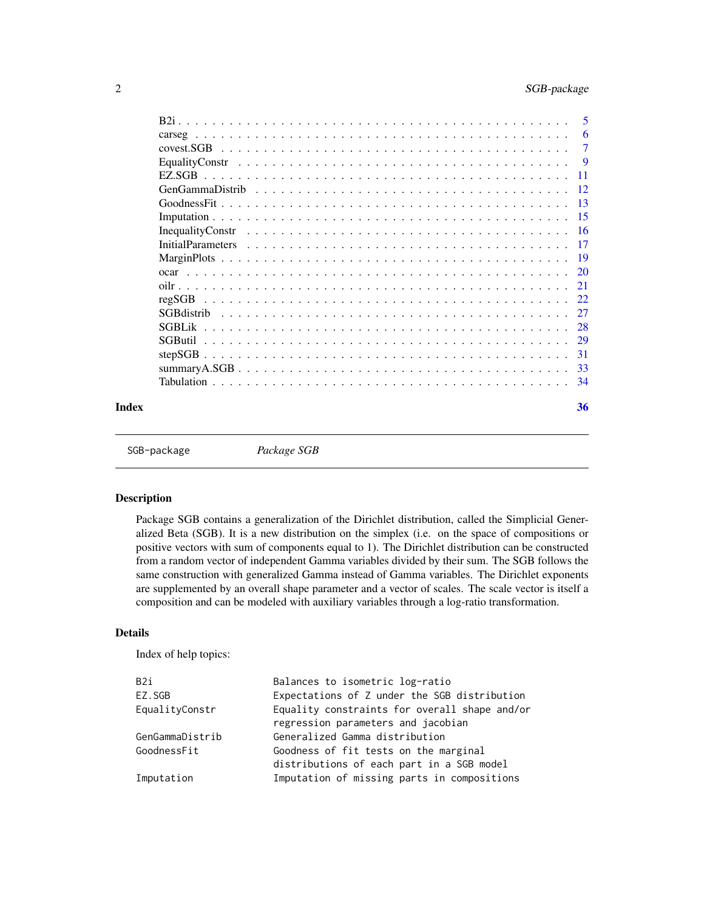| | |
|---|---|
| B2i | 5 |
| carseg | 6 |
| covest.SGB | 7 |
| EqualityConstr | 9 |
| EZ.SGB | 11 |
| GenGammaDistrib | 12 |
| GoodnessFit | 13 |
| Imputation | 15 |
| InequalityConstr | 16 |
| InitialParameters | 17 |
| MarginPlots | 19 |
| ocar | 20 |
| oilr | 21 |
| regSGB | 22 |
| SGBdistrib | 27 |
| SGBLik | 28 |
| SGButil | 29 |
| stepSGB | 31 |
| summaryA.SGB | 33 |
| Tabulation | 34 |

**Index** 36

---

SGB-package — *Package SGB*

---

## Description

Package SGB contains a generalization of the Dirichlet distribution, called the Simplicial Generalized Beta (SGB). It is a new distribution on the simplex (i.e. on the space of compositions or positive vectors with sum of components equal to 1). The Dirichlet distribution can be constructed from a random vector of independent Gamma variables divided by their sum. The SGB follows the same construction with generalized Gamma instead of Gamma variables. The Dirichlet exponents are supplemented by an overall shape parameter and a vector of scales. The scale vector is itself a composition and can be modeled with auxiliary variables through a log-ratio transformation.

## Details

Index of help topics:

```
B2i                     Balances to isometric log-ratio
EZ.SGB                  Expectations of Z under the SGB distribution
EqualityConstr          Equality constraints for overall shape and/or
                        regression parameters and jacobian
GenGammaDistrib         Generalized Gamma distribution
GoodnessFit             Goodness of fit tests on the marginal
                        distributions of each part in a SGB model
Imputation              Imputation of missing parts in compositions
```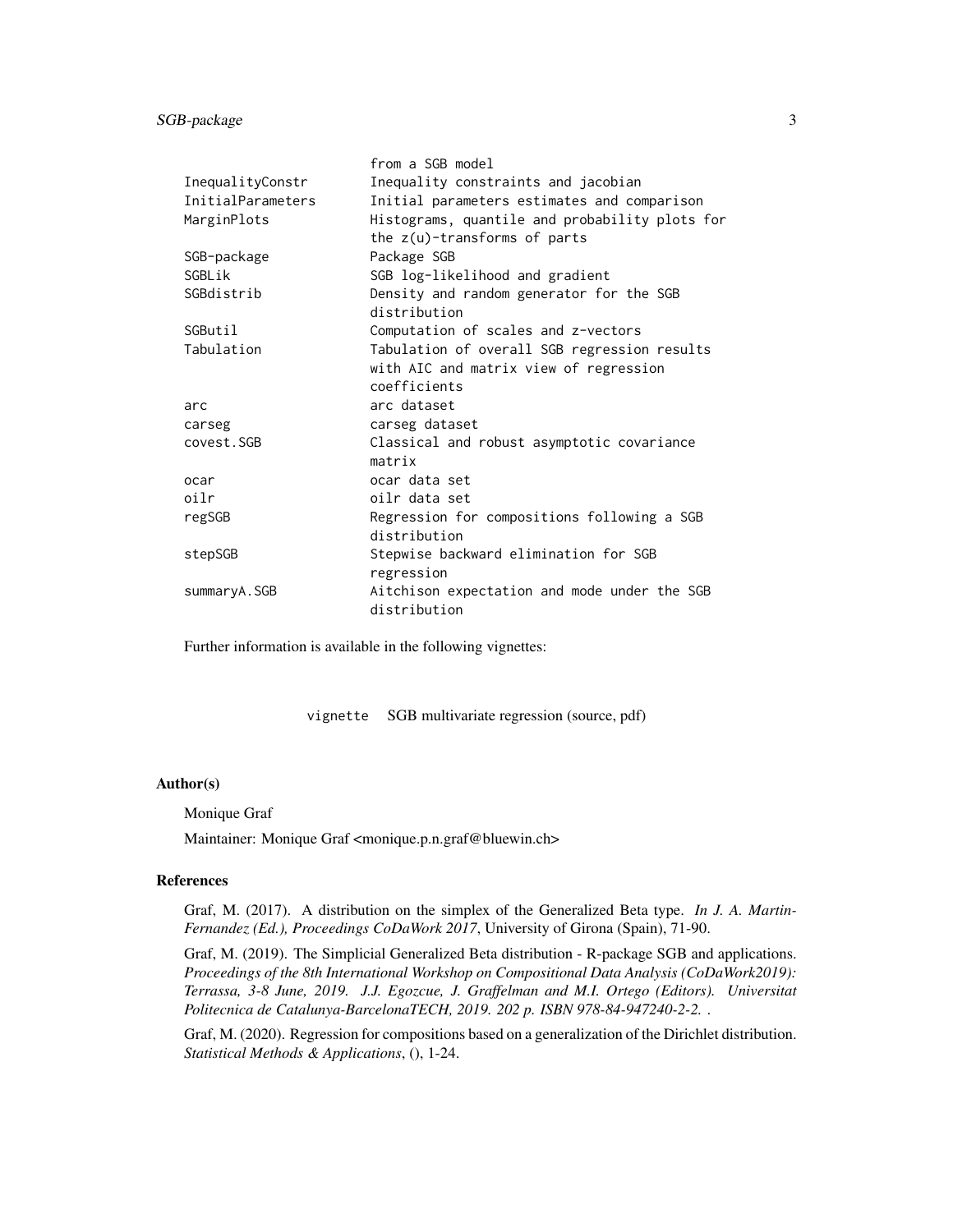| | |
|---|---|
| | from a SGB model |
| InequalityConstr | Inequality constraints and jacobian |
| InitialParameters | Initial parameters estimates and comparison |
| MarginPlots | Histograms, quantile and probability plots for the z(u)-transforms of parts |
| SGB-package | Package SGB |
| SGBLik | SGB log-likelihood and gradient |
| SGBdistrib | Density and random generator for the SGB distribution |
| SGButil | Computation of scales and z-vectors |
| Tabulation | Tabulation of overall SGB regression results with AIC and matrix view of regression coefficients |
| arc | arc dataset |
| carseg | carseg dataset |
| covest.SGB | Classical and robust asymptotic covariance matrix |
| ocar | ocar data set |
| oilr | oilr data set |
| regSGB | Regression for compositions following a SGB distribution |
| stepSGB | Stepwise backward elimination for SGB regression |
| summaryA.SGB | Aitchison expectation and mode under the SGB distribution |

Further information is available in the following vignettes:

| | |
|---|---|
| vignette | SGB multivariate regression (source, pdf) |

### Author(s)

Monique Graf

Maintainer: Monique Graf <monique.p.n.graf@bluewin.ch>

### References

Graf, M. (2017). A distribution on the simplex of the Generalized Beta type. *In J. A. Martin-Fernandez (Ed.), Proceedings CoDaWork 2017*, University of Girona (Spain), 71-90.

Graf, M. (2019). The Simplicial Generalized Beta distribution - R-package SGB and applications. *Proceedings of the 8th International Workshop on Compositional Data Analysis (CoDaWork2019): Terrassa, 3-8 June, 2019. J.J. Egozcue, J. Graffelman and M.I. Ortego (Editors). Universitat Politecnica de Catalunya-BarcelonaTECH, 2019. 202 p. ISBN 978-84-947240-2-2.* .

Graf, M. (2020). Regression for compositions based on a generalization of the Dirichlet distribution. *Statistical Methods & Applications*, (), 1-24.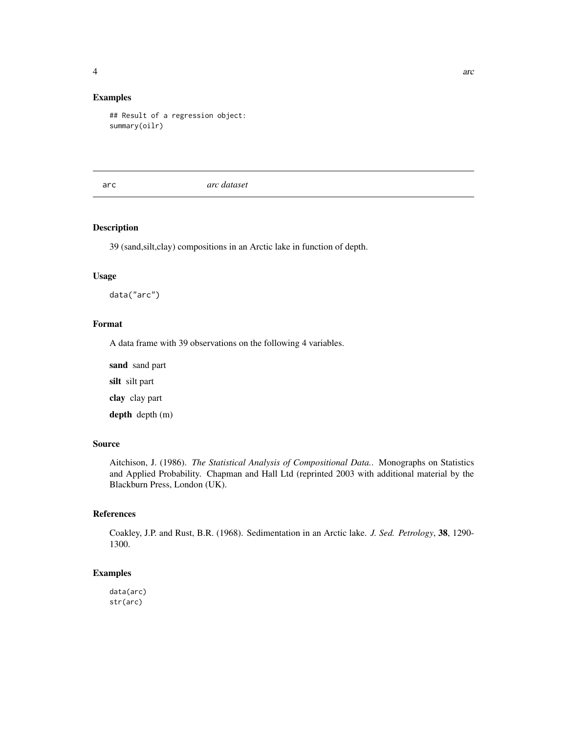### Examples

```
## Result of a regression object:
summary(oilr)
```

---

## arc — *arc dataset*

### Description

39 (sand,silt,clay) compositions in an Arctic lake in function of depth.

### Usage

```
data("arc")
```

### Format

A data frame with 39 observations on the following 4 variables.

**sand** sand part

**silt** silt part

**clay** clay part

**depth** depth (m)

### Source

Aitchison, J. (1986). *The Statistical Analysis of Compositional Data.*. Monographs on Statistics and Applied Probability. Chapman and Hall Ltd (reprinted 2003 with additional material by the Blackburn Press, London (UK).

### References

Coakley, J.P. and Rust, B.R. (1968). Sedimentation in an Arctic lake. *J. Sed. Petrology*, **38**, 1290-1300.

### Examples

```
data(arc)
str(arc)
```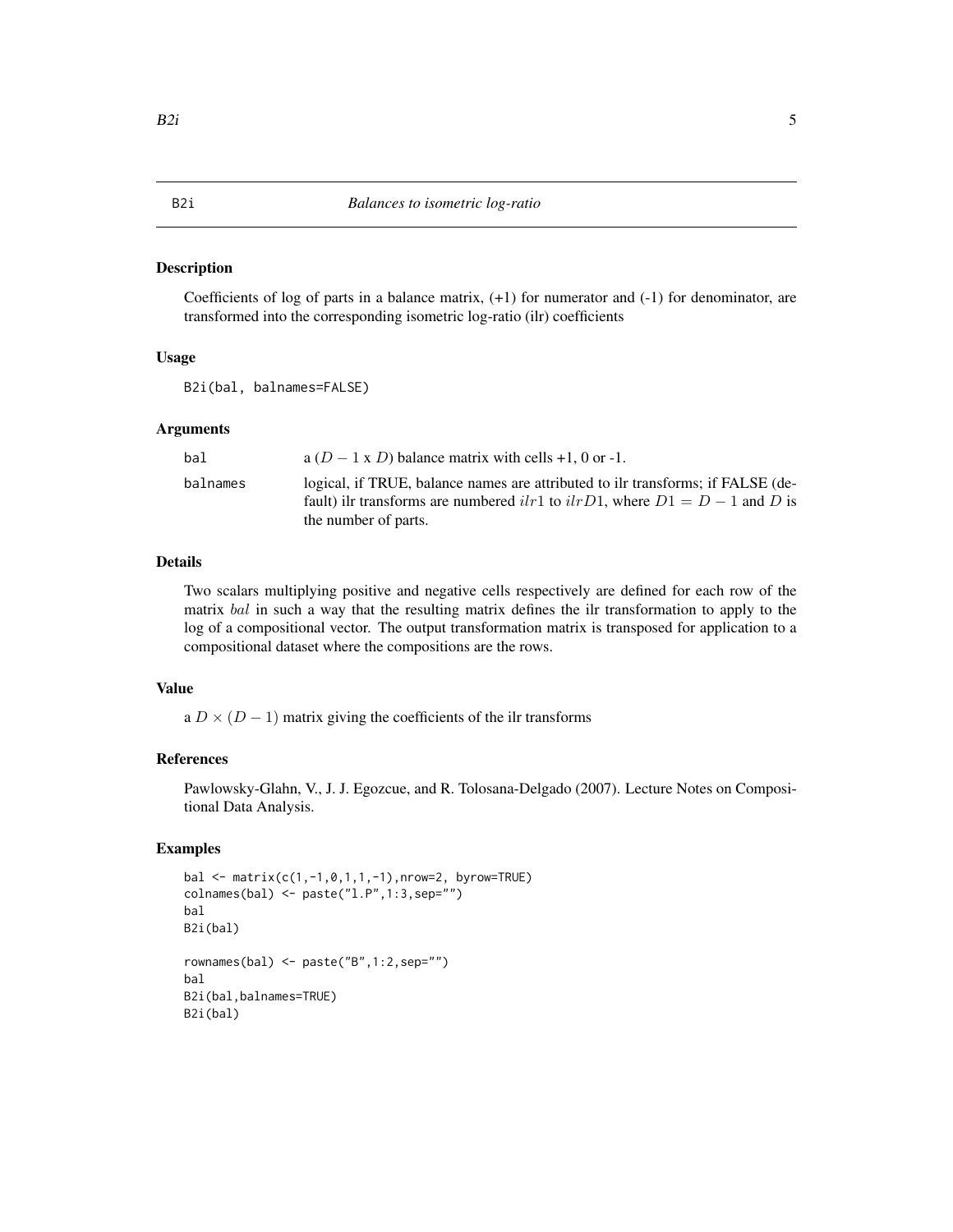# B2i — *Balances to isometric log-ratio*

## Description

Coefficients of log of parts in a balance matrix, (+1) for numerator and (-1) for denominator, are transformed into the corresponding isometric log-ratio (ilr) coefficients

## Usage

```
B2i(bal, balnames=FALSE)
```

## Arguments

| | |
|---|---|
| bal | a ($D-1$ x $D$) balance matrix with cells +1, 0 or -1. |
| balnames | logical, if TRUE, balance names are attributed to ilr transforms; if FALSE (default) ilr transforms are numbered $ilr1$ to $ilrD1$, where $D1 = D - 1$ and $D$ is the number of parts. |

## Details

Two scalars multiplying positive and negative cells respectively are defined for each row of the matrix $bal$ in such a way that the resulting matrix defines the ilr transformation to apply to the log of a compositional vector. The output transformation matrix is transposed for application to a compositional dataset where the compositions are the rows.

## Value

a $D \times (D-1)$ matrix giving the coefficients of the ilr transforms

## References

Pawlowsky-Glahn, V., J. J. Egozcue, and R. Tolosana-Delgado (2007). Lecture Notes on Compositional Data Analysis.

## Examples

```
bal <- matrix(c(1,-1,0,1,1,-1),nrow=2, byrow=TRUE)
colnames(bal) <- paste("l.P",1:3,sep="")
bal
B2i(bal)

rownames(bal) <- paste("B",1:2,sep="")
bal
B2i(bal,balnames=TRUE)
B2i(bal)
```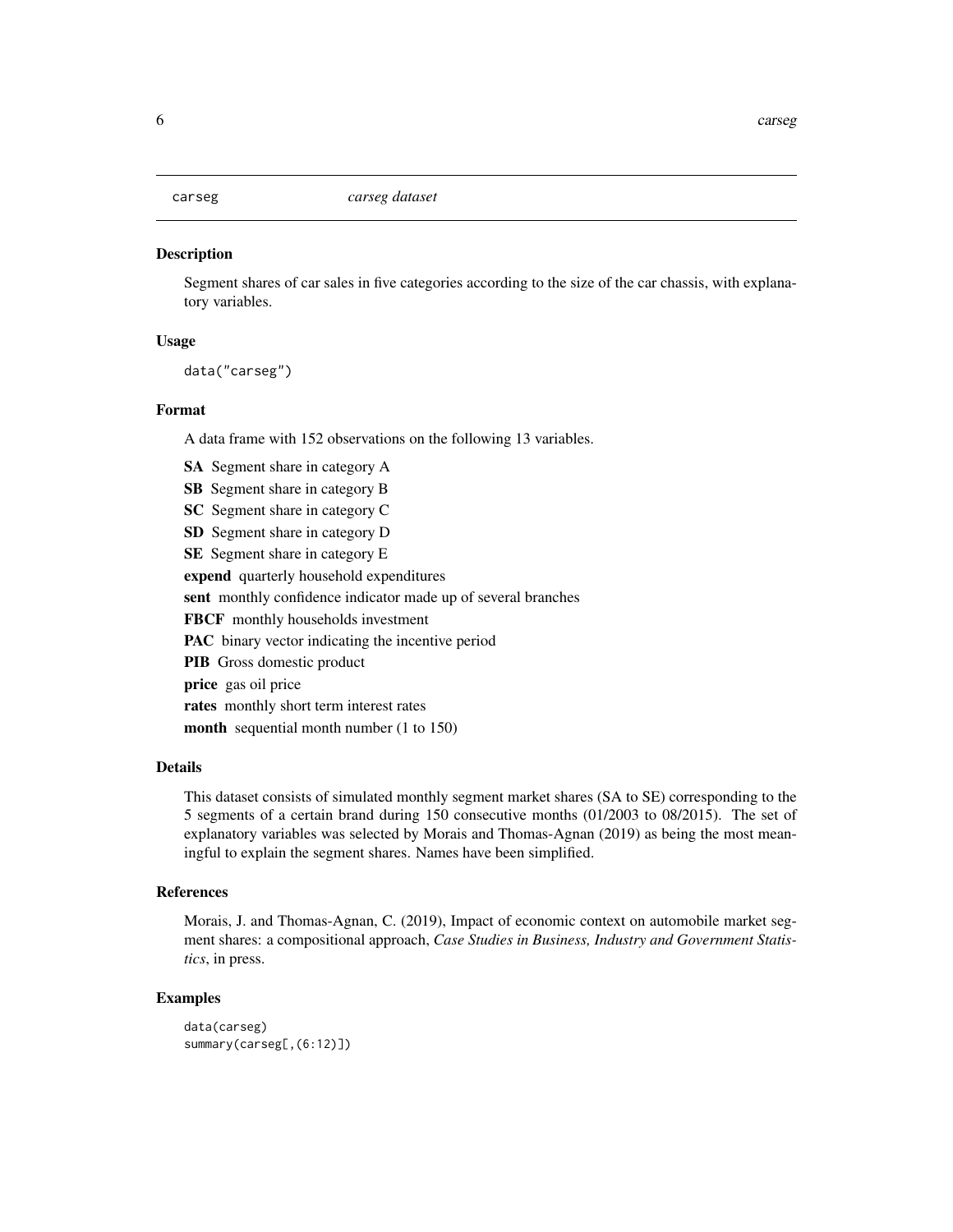## carseg — *carseg dataset*

### Description

Segment shares of car sales in five categories according to the size of the car chassis, with explanatory variables.

### Usage

```
data("carseg")
```

### Format

A data frame with 152 observations on the following 13 variables.

- **SA** Segment share in category A
- **SB** Segment share in category B
- **SC** Segment share in category C
- **SD** Segment share in category D
- **SE** Segment share in category E
- **expend** quarterly household expenditures
- **sent** monthly confidence indicator made up of several branches
- **FBCF** monthly households investment
- **PAC** binary vector indicating the incentive period
- **PIB** Gross domestic product
- **price** gas oil price
- **rates** monthly short term interest rates
- **month** sequential month number (1 to 150)

### Details

This dataset consists of simulated monthly segment market shares (SA to SE) corresponding to the 5 segments of a certain brand during 150 consecutive months (01/2003 to 08/2015). The set of explanatory variables was selected by Morais and Thomas-Agnan (2019) as being the most meaningful to explain the segment shares. Names have been simplified.

### References

Morais, J. and Thomas-Agnan, C. (2019), Impact of economic context on automobile market segment shares: a compositional approach, *Case Studies in Business, Industry and Government Statistics*, in press.

### Examples

```
data(carseg)
summary(carseg[,(6:12)])
```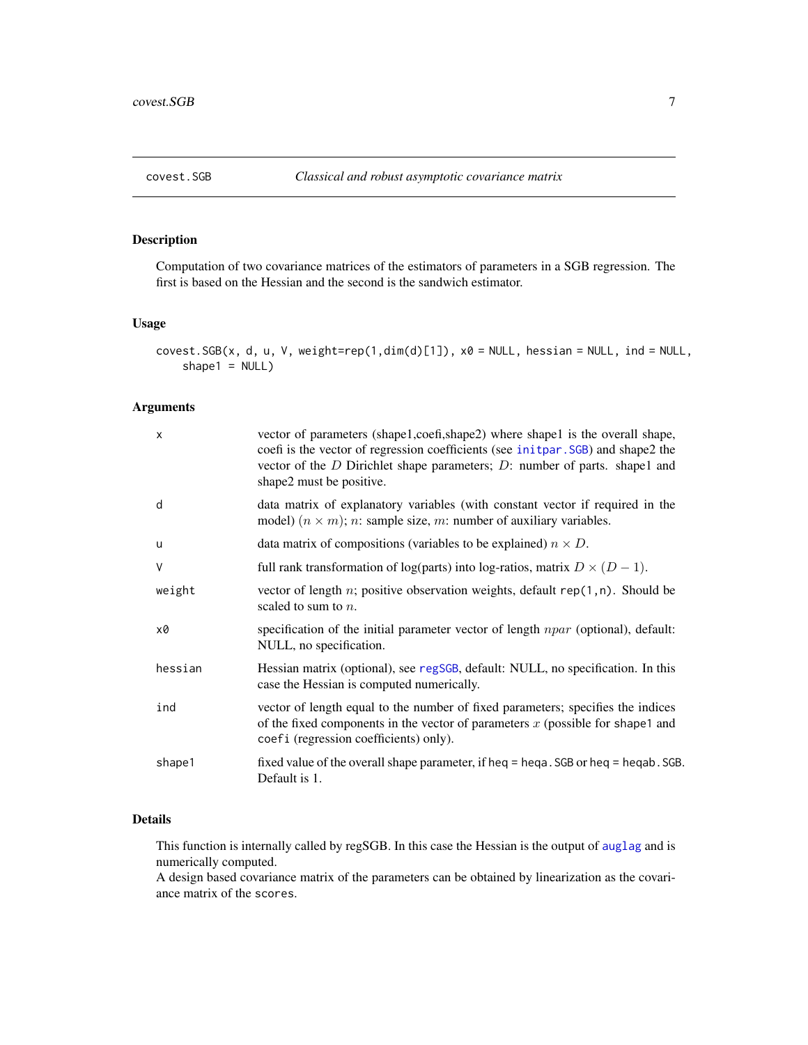## covest.SGB — *Classical and robust asymptotic covariance matrix*

### Description

Computation of two covariance matrices of the estimators of parameters in a SGB regression. The first is based on the Hessian and the second is the sandwich estimator.

### Usage

```
covest.SGB(x, d, u, V, weight=rep(1,dim(d)[1]), x0 = NULL, hessian = NULL, ind = NULL,
    shape1 = NULL)
```

### Arguments

| | |
|---|---|
| `x` | vector of parameters (shape1,coefi,shape2) where shape1 is the overall shape, coefi is the vector of regression coefficients (see `initpar.SGB`) and shape2 the vector of the $D$ Dirichlet shape parameters; $D$: number of parts. shape1 and shape2 must be positive. |
| `d` | data matrix of explanatory variables (with constant vector if required in the model) $(n \times m)$; $n$: sample size, $m$: number of auxiliary variables. |
| `u` | data matrix of compositions (variables to be explained) $n \times D$. |
| `V` | full rank transformation of log(parts) into log-ratios, matrix $D \times (D-1)$. |
| `weight` | vector of length $n$; positive observation weights, default `rep(1,n)`. Should be scaled to sum to $n$. |
| `x0` | specification of the initial parameter vector of length $npar$ (optional), default: NULL, no specification. |
| `hessian` | Hessian matrix (optional), see `regSGB`, default: NULL, no specification. In this case the Hessian is computed numerically. |
| `ind` | vector of length equal to the number of fixed parameters; specifies the indices of the fixed components in the vector of parameters $x$ (possible for `shape1` and `coefi` (regression coefficients) only). |
| `shape1` | fixed value of the overall shape parameter, if heq = `heqa.SGB` or heq = `heqab.SGB`. Default is 1. |

### Details

This function is internally called by regSGB. In this case the Hessian is the output of `auglag` and is numerically computed.
A design based covariance matrix of the parameters can be obtained by linearization as the covariance matrix of the `scores`.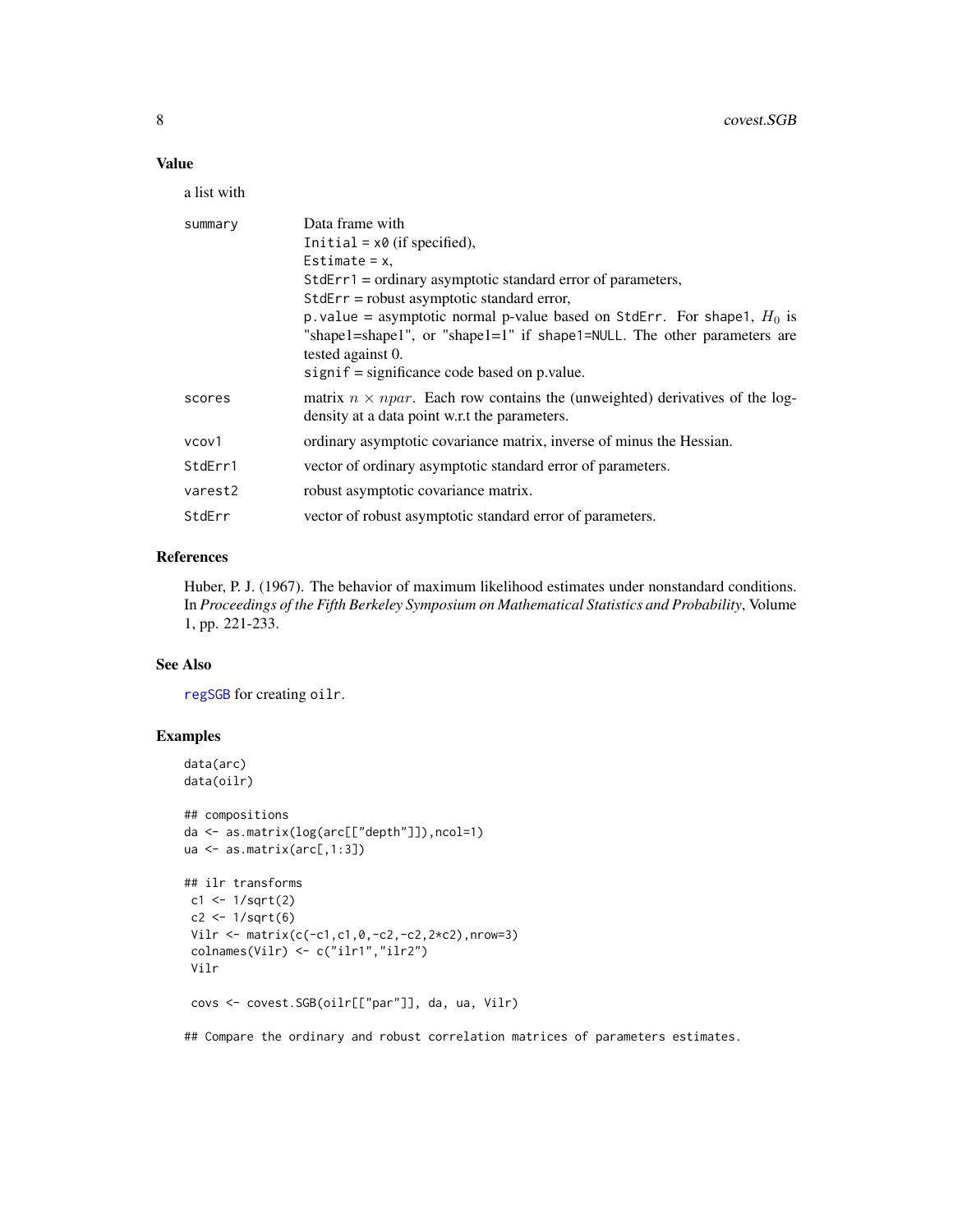## Value

a list with

| | |
|---|---|
| summary | Data frame with<br>Initial = x0 (if specified),<br>Estimate = x,<br>StdErr1 = ordinary asymptotic standard error of parameters,<br>StdErr = robust asymptotic standard error,<br>p.value = asymptotic normal p-value based on StdErr. For shape1, $H_0$ is "shape1=shape1", or "shape1=1" if shape1=NULL. The other parameters are tested against 0.<br>signif = significance code based on p.value. |
| scores | matrix $n \times npar$. Each row contains the (unweighted) derivatives of the log-density at a data point w.r.t the parameters. |
| vcov1 | ordinary asymptotic covariance matrix, inverse of minus the Hessian. |
| StdErr1 | vector of ordinary asymptotic standard error of parameters. |
| varest2 | robust asymptotic covariance matrix. |
| StdErr | vector of robust asymptotic standard error of parameters. |

## References

Huber, P. J. (1967). The behavior of maximum likelihood estimates under nonstandard conditions. In *Proceedings of the Fifth Berkeley Symposium on Mathematical Statistics and Probability*, Volume 1, pp. 221-233.

## See Also

regSGB for creating oilr.

## Examples

```
data(arc)
data(oilr)

## compositions
da <- as.matrix(log(arc[["depth"]]),ncol=1)
ua <- as.matrix(arc[,1:3])

## ilr transforms
 c1 <- 1/sqrt(2)
 c2 <- 1/sqrt(6)
 Vilr <- matrix(c(-c1,c1,0,-c2,-c2,2*c2),nrow=3)
 colnames(Vilr) <- c("ilr1","ilr2")
 Vilr

 covs <- covest.SGB(oilr[["par"]], da, ua, Vilr)

## Compare the ordinary and robust correlation matrices of parameters estimates.
```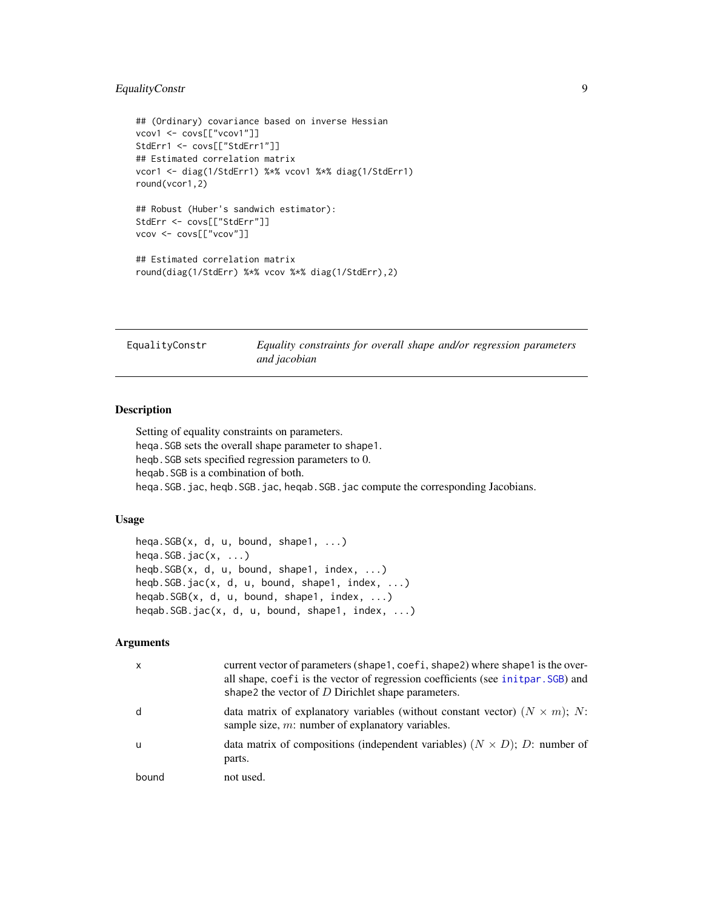```
## (Ordinary) covariance based on inverse Hessian
vcov1 <- covs[["vcov1"]]
StdErr1 <- covs[["StdErr1"]]
## Estimated correlation matrix
vcor1 <- diag(1/StdErr1) %*% vcov1 %*% diag(1/StdErr1)
round(vcor1,2)

## Robust (Huber's sandwich estimator):
StdErr <- covs[["StdErr"]]
vcov <- covs[["vcov"]]

## Estimated correlation matrix
round(diag(1/StdErr) %*% vcov %*% diag(1/StdErr),2)
```

---

## EqualityConstr — *Equality constraints for overall shape and/or regression parameters and jacobian*

---

### Description

Setting of equality constraints on parameters.
heqa.SGB sets the overall shape parameter to shape1.
heqb.SGB sets specified regression parameters to 0.
heqab.SGB is a combination of both.
heqa.SGB.jac, heqb.SGB.jac, heqab.SGB.jac compute the corresponding Jacobians.

### Usage

```
heqa.SGB(x, d, u, bound, shape1, ...)
heqa.SGB.jac(x, ...)
heqb.SGB(x, d, u, bound, shape1, index, ...)
heqb.SGB.jac(x, d, u, bound, shape1, index, ...)
heqab.SGB(x, d, u, bound, shape1, index, ...)
heqab.SGB.jac(x, d, u, bound, shape1, index, ...)
```

### Arguments

| | |
|---|---|
| x | current vector of parameters (shape1, coefi, shape2) where shape1 is the overall shape, coefi is the vector of regression coefficients (see initpar.SGB) and shape2 the vector of $D$ Dirichlet shape parameters. |
| d | data matrix of explanatory variables (without constant vector) $(N \times m)$; $N$: sample size, $m$: number of explanatory variables. |
| u | data matrix of compositions (independent variables) $(N \times D)$; $D$: number of parts. |
| bound | not used. |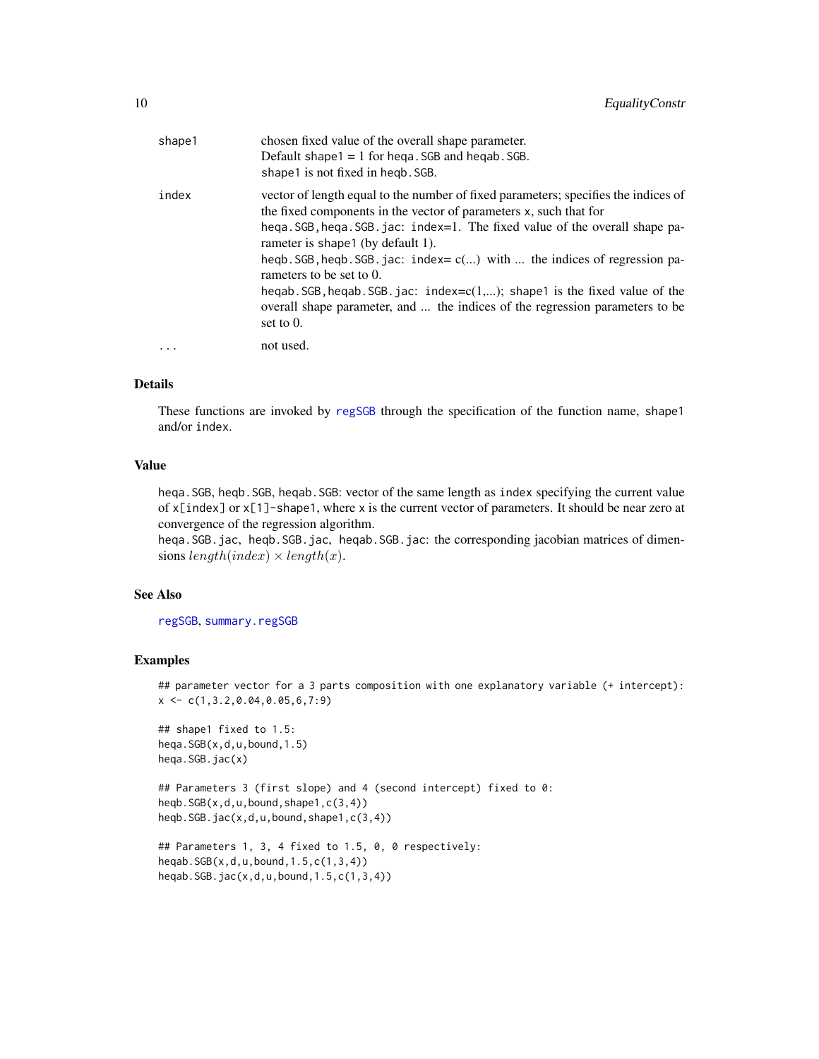| | |
|---|---|
| shape1 | chosen fixed value of the overall shape parameter. Default shape1 = 1 for heqa.SGB and heqab.SGB. shape1 is not fixed in heqb.SGB. |
| index | vector of length equal to the number of fixed parameters; specifies the indices of the fixed components in the vector of parameters x, such that for heqa.SGB,heqa.SGB.jac: index=1. The fixed value of the overall shape parameter is shape1 (by default 1). heqb.SGB,heqb.SGB.jac: index= c(...) with ... the indices of regression parameters to be set to 0. heqab.SGB,heqab.SGB.jac: index=c(1,...); shape1 is the fixed value of the overall shape parameter, and ... the indices of the regression parameters to be set to 0. |
| ... | not used. |

## Details

These functions are invoked by regSGB through the specification of the function name, shape1 and/or index.

## Value

heqa.SGB, heqb.SGB, heqab.SGB: vector of the same length as index specifying the current value of x[index] or x[1]-shape1, where x is the current vector of parameters. It should be near zero at convergence of the regression algorithm.
heqa.SGB.jac, heqb.SGB.jac, heqab.SGB.jac: the corresponding jacobian matrices of dimensions $length(index) \times length(x)$.

## See Also

regSGB, summary.regSGB

## Examples

```
## parameter vector for a 3 parts composition with one explanatory variable (+ intercept):
x <- c(1,3.2,0.04,0.05,6,7:9)

## shape1 fixed to 1.5:
heqa.SGB(x,d,u,bound,1.5)
heqa.SGB.jac(x)

## Parameters 3 (first slope) and 4 (second intercept) fixed to 0:
heqb.SGB(x,d,u,bound,shape1,c(3,4))
heqb.SGB.jac(x,d,u,bound,shape1,c(3,4))

## Parameters 1, 3, 4 fixed to 1.5, 0, 0 respectively:
heqab.SGB(x,d,u,bound,1.5,c(1,3,4))
heqab.SGB.jac(x,d,u,bound,1.5,c(1,3,4))
```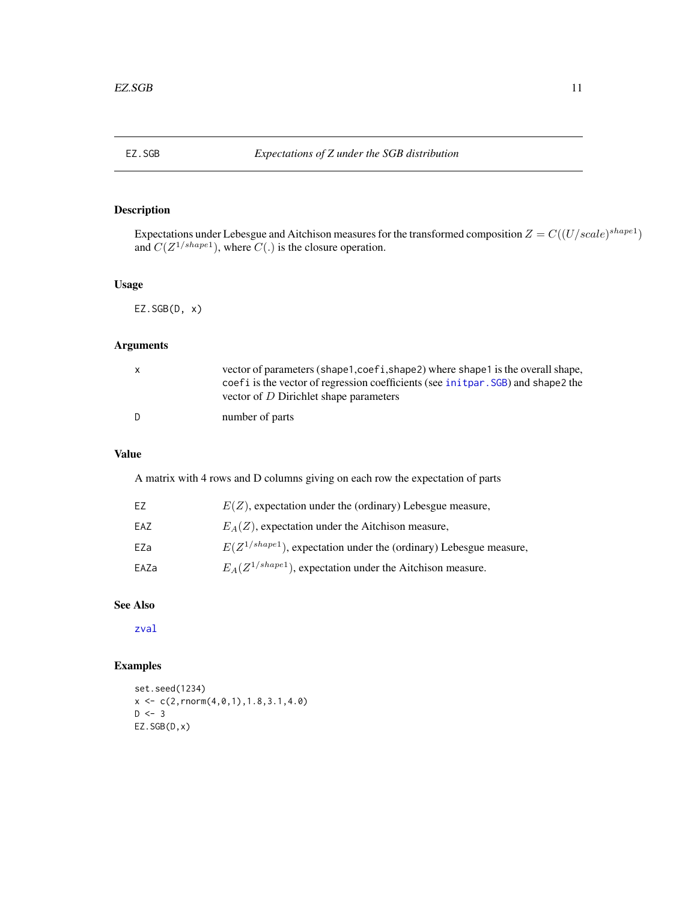# EZ.SGB *Expectations of Z under the SGB distribution*

## Description

Expectations under Lebesgue and Aitchison measures for the transformed composition $Z = C((U/scale)^{shape1})$ and $C(Z^{1/shape1})$, where $C(.)$ is the closure operation.

## Usage

```
EZ.SGB(D, x)
```

## Arguments

| | |
|---|---|
| `x` | vector of parameters (`shape1`,`coefi`,`shape2`) where `shape1` is the overall shape, `coefi` is the vector of regression coefficients (see `initpar.SGB`) and `shape2` the vector of $D$ Dirichlet shape parameters |
| `D` | number of parts |

## Value

A matrix with 4 rows and D columns giving on each row the expectation of parts

| | |
|---|---|
| `EZ` | $E(Z)$, expectation under the (ordinary) Lebesgue measure, |
| `EAZ` | $E_A(Z)$, expectation under the Aitchison measure, |
| `EZa` | $E(Z^{1/shape1})$, expectation under the (ordinary) Lebesgue measure, |
| `EAZa` | $E_A(Z^{1/shape1})$, expectation under the Aitchison measure. |

## See Also

`zval`

## Examples

```
set.seed(1234)
x <- c(2,rnorm(4,0,1),1.8,3.1,4.0)
D <- 3
EZ.SGB(D,x)
```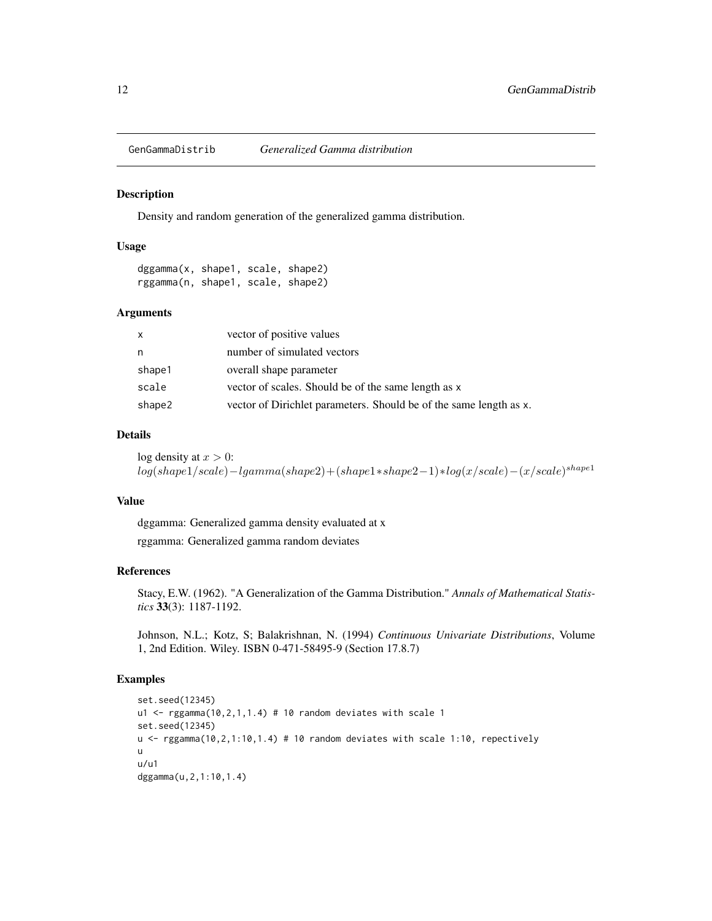# GenGammaDistrib — *Generalized Gamma distribution*

## Description

Density and random generation of the generalized gamma distribution.

## Usage

```
dggamma(x, shape1, scale, shape2)
rggamma(n, shape1, scale, shape2)
```

## Arguments

| | |
|---|---|
| x | vector of positive values |
| n | number of simulated vectors |
| shape1 | overall shape parameter |
| scale | vector of scales. Should be of the same length as x |
| shape2 | vector of Dirichlet parameters. Should be of the same length as x. |

## Details

log density at $x > 0$:
$log(shape1/scale) - lgamma(shape2) + (shape1 * shape2 - 1) * log(x/scale) - (x/scale)^{shape1}$

## Value

dggamma: Generalized gamma density evaluated at x

rggamma: Generalized gamma random deviates

## References

Stacy, E.W. (1962). "A Generalization of the Gamma Distribution." *Annals of Mathematical Statistics* **33**(3): 1187-1192.

Johnson, N.L.; Kotz, S; Balakrishnan, N. (1994) *Continuous Univariate Distributions*, Volume 1, 2nd Edition. Wiley. ISBN 0-471-58495-9 (Section 17.8.7)

## Examples

```
set.seed(12345)
u1 <- rggamma(10,2,1,1.4) # 10 random deviates with scale 1
set.seed(12345)
u <- rggamma(10,2,1:10,1.4) # 10 random deviates with scale 1:10, repectively
u
u/u1
dggamma(u,2,1:10,1.4)
```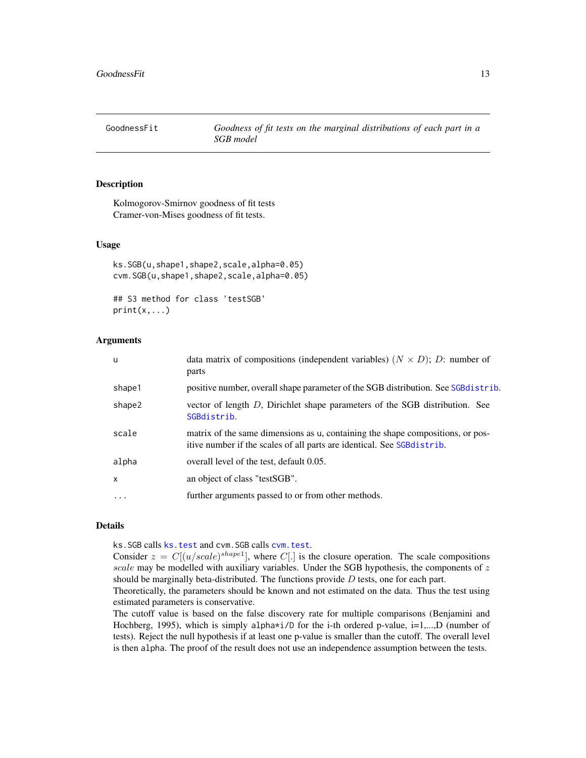GoodnessFit | *Goodness of fit tests on the marginal distributions of each part in a SGB model*

## Description

Kolmogorov-Smirnov goodness of fit tests  
Cramer-von-Mises goodness of fit tests.

## Usage

```
ks.SGB(u,shape1,shape2,scale,alpha=0.05)
cvm.SGB(u,shape1,shape2,scale,alpha=0.05)

## S3 method for class 'testSGB'
print(x,...)
```

## Arguments

| | |
|---|---|
| u | data matrix of compositions (independent variables) $(N \times D)$; $D$: number of parts |
| shape1 | positive number, overall shape parameter of the SGB distribution. See SGBdistrib. |
| shape2 | vector of length $D$, Dirichlet shape parameters of the SGB distribution. See SGBdistrib. |
| scale | matrix of the same dimensions as u, containing the shape compositions, or positive number if the scales of all parts are identical. See SGBdistrib. |
| alpha | overall level of the test, default 0.05. |
| x | an object of class "testSGB". |
| ... | further arguments passed to or from other methods. |

## Details

ks.SGB calls ks.test and cvm.SGB calls cvm.test.  
Consider $z = C[(u/scale)^{shape1}]$, where $C[.]$ is the closure operation. The scale compositions $scale$ may be modelled with auxiliary variables. Under the SGB hypothesis, the components of $z$ should be marginally beta-distributed. The functions provide $D$ tests, one for each part.  
Theoretically, the parameters should be known and not estimated on the data. Thus the test using estimated parameters is conservative.  
The cutoff value is based on the false discovery rate for multiple comparisons (Benjamini and Hochberg, 1995), which is simply alpha*i/D for the i-th ordered p-value, i=1,...,D (number of tests). Reject the null hypothesis if at least one p-value is smaller than the cutoff. The overall level is then alpha. The proof of the result does not use an independence assumption between the tests.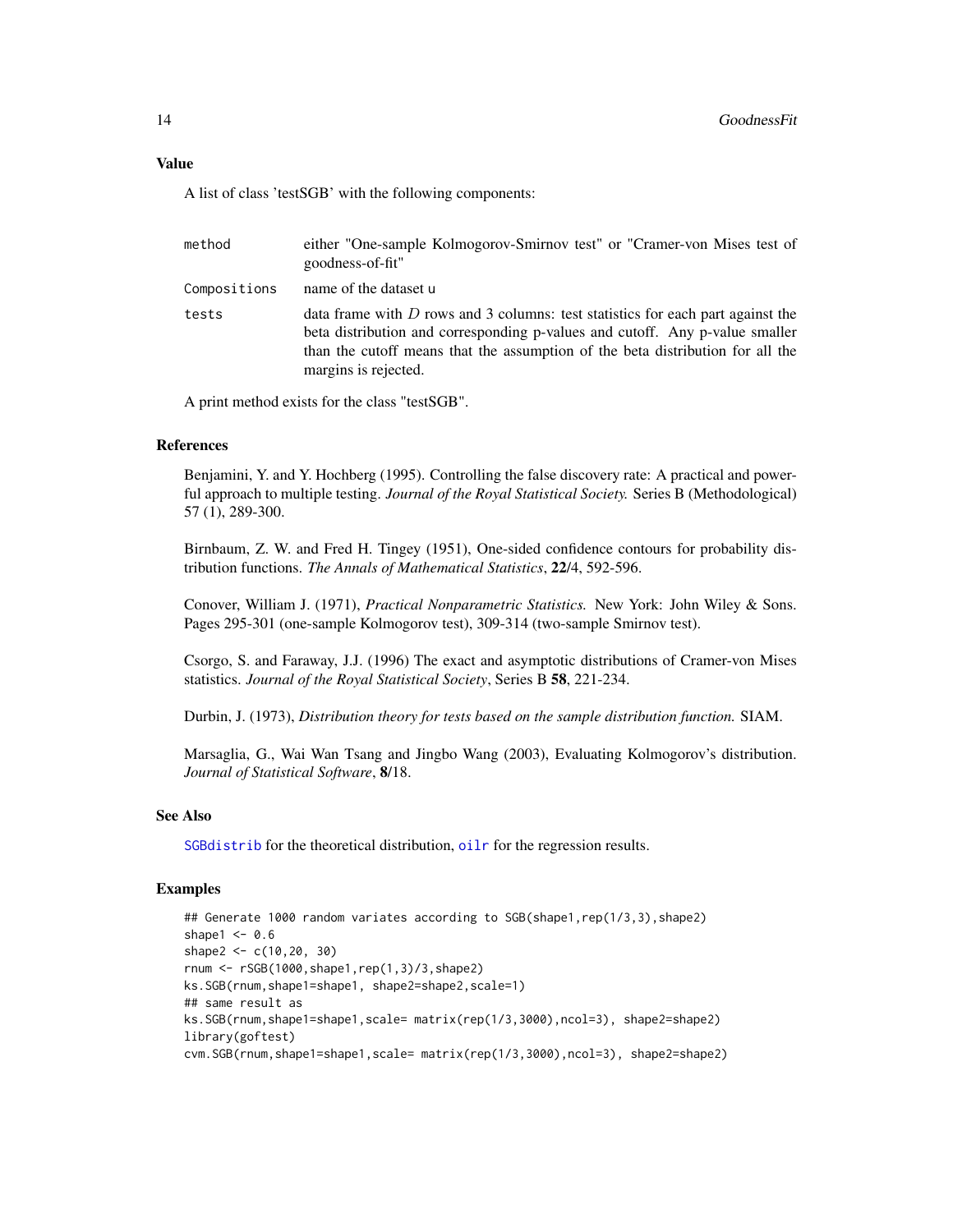## Value

A list of class 'testSGB' with the following components:

| | |
|---|---|
| `method` | either "One-sample Kolmogorov-Smirnov test" or "Cramer-von Mises test of goodness-of-fit" |
| `Compositions` | name of the dataset u |
| `tests` | data frame with $D$ rows and 3 columns: test statistics for each part against the beta distribution and corresponding p-values and cutoff. Any p-value smaller than the cutoff means that the assumption of the beta distribution for all the margins is rejected. |

A print method exists for the class "testSGB".

## References

Benjamini, Y. and Y. Hochberg (1995). Controlling the false discovery rate: A practical and powerful approach to multiple testing. *Journal of the Royal Statistical Society.* Series B (Methodological) 57 (1), 289-300.

Birnbaum, Z. W. and Fred H. Tingey (1951), One-sided confidence contours for probability distribution functions. *The Annals of Mathematical Statistics*, **22**/4, 592-596.

Conover, William J. (1971), *Practical Nonparametric Statistics.* New York: John Wiley & Sons. Pages 295-301 (one-sample Kolmogorov test), 309-314 (two-sample Smirnov test).

Csorgo, S. and Faraway, J.J. (1996) The exact and asymptotic distributions of Cramer-von Mises statistics. *Journal of the Royal Statistical Society*, Series B **58**, 221-234.

Durbin, J. (1973), *Distribution theory for tests based on the sample distribution function.* SIAM.

Marsaglia, G., Wai Wan Tsang and Jingbo Wang (2003), Evaluating Kolmogorov's distribution. *Journal of Statistical Software*, **8**/18.

## See Also

`SGBdistrib` for the theoretical distribution, `oilr` for the regression results.

## Examples

```
## Generate 1000 random variates according to SGB(shape1,rep(1/3,3),shape2)
shape1 <- 0.6
shape2 <- c(10,20, 30)
rnum <- rSGB(1000,shape1,rep(1,3)/3,shape2)
ks.SGB(rnum,shape1=shape1, shape2=shape2,scale=1)
## same result as
ks.SGB(rnum,shape1=shape1,scale= matrix(rep(1/3,3000),ncol=3), shape2=shape2)
library(goftest)
cvm.SGB(rnum,shape1=shape1,scale= matrix(rep(1/3,3000),ncol=3), shape2=shape2)
```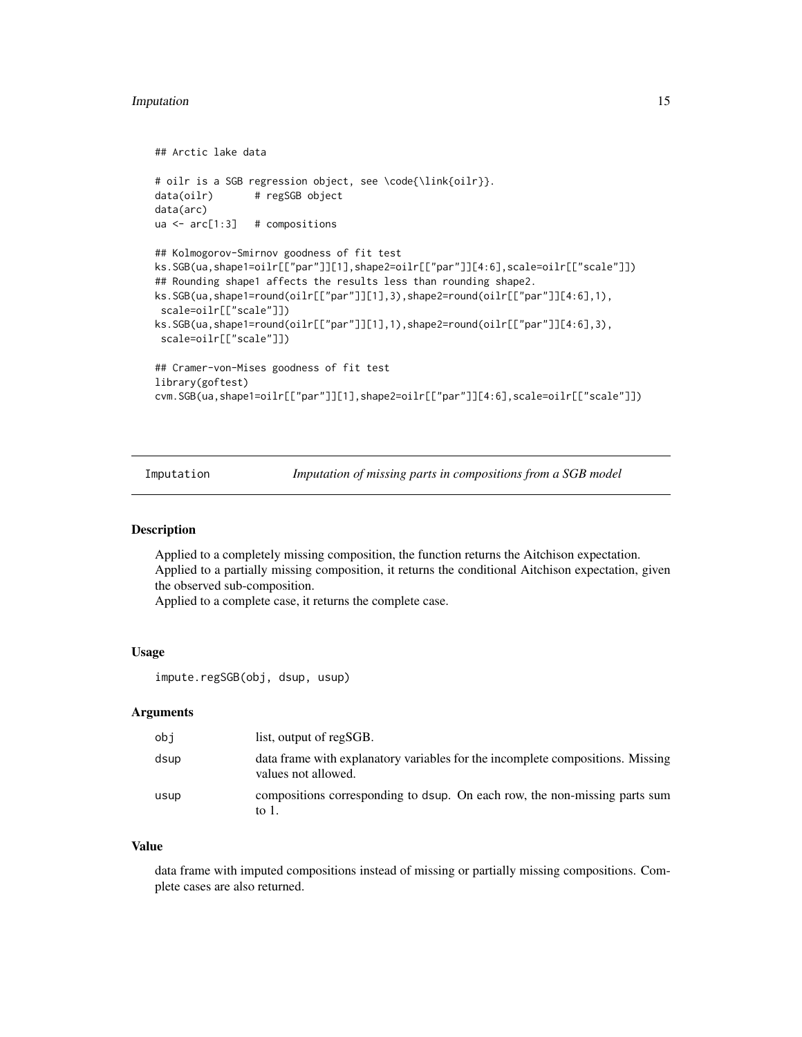```
## Arctic lake data

# oilr is a SGB regression object, see \code{\link{oilr}}.
data(oilr)      # regSGB object
data(arc)
ua <- arc[1:3]  # compositions

## Kolmogorov-Smirnov goodness of fit test
ks.SGB(ua,shape1=oilr[["par"]][1],shape2=oilr[["par"]][4:6],scale=oilr[["scale"]])
## Rounding shape1 affects the results less than rounding shape2.
ks.SGB(ua,shape1=round(oilr[["par"]][1],3),shape2=round(oilr[["par"]][4:6],1),
 scale=oilr[["scale"]])
ks.SGB(ua,shape1=round(oilr[["par"]][1],1),shape2=round(oilr[["par"]][4:6],3),
 scale=oilr[["scale"]])

## Cramer-von-Mises goodness of fit test
library(goftest)
cvm.SGB(ua,shape1=oilr[["par"]][1],shape2=oilr[["par"]][4:6],scale=oilr[["scale"]])
```

## Imputation — *Imputation of missing parts in compositions from a SGB model*

### Description

Applied to a completely missing composition, the function returns the Aitchison expectation.
Applied to a partially missing composition, it returns the conditional Aitchison expectation, given the observed sub-composition.
Applied to a complete case, it returns the complete case.

### Usage

```
impute.regSGB(obj, dsup, usup)
```

### Arguments

| | |
|---|---|
| obj | list, output of regSGB. |
| dsup | data frame with explanatory variables for the incomplete compositions. Missing values not allowed. |
| usup | compositions corresponding to dsup. On each row, the non-missing parts sum to 1. |

### Value

data frame with imputed compositions instead of missing or partially missing compositions. Complete cases are also returned.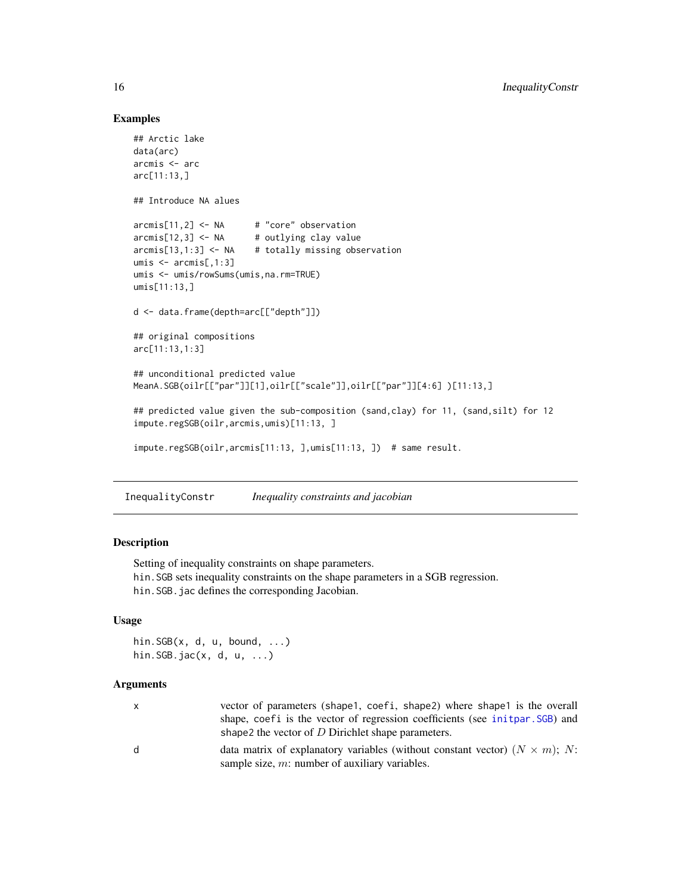## Examples

```
## Arctic lake
data(arc)
arcmis <- arc
arc[11:13,]

## Introduce NA alues

arcmis[11,2] <- NA      # "core" observation
arcmis[12,3] <- NA      # outlying clay value
arcmis[13,1:3] <- NA    # totally missing observation
umis <- arcmis[,1:3]
umis <- umis/rowSums(umis,na.rm=TRUE)
umis[11:13,]

d <- data.frame(depth=arc[["depth"]])

## original compositions
arc[11:13,1:3]

## unconditional predicted value
MeanA.SGB(oilr[["par"]][1],oilr[["scale"]],oilr[["par"]][4:6] )[11:13,]

## predicted value given the sub-composition (sand,clay) for 11, (sand,silt) for 12
impute.regSGB(oilr,arcmis,umis)[11:13, ]

impute.regSGB(oilr,arcmis[11:13, ],umis[11:13, ])  # same result.
```

---

# InequalityConstr    *Inequality constraints and jacobian*

## Description

Setting of inequality constraints on shape parameters.
`hin.SGB` sets inequality constraints on the shape parameters in a SGB regression.
`hin.SGB.jac` defines the corresponding Jacobian.

## Usage

```
hin.SGB(x, d, u, bound, ...)
hin.SGB.jac(x, d, u, ...)
```

## Arguments

| | |
|---|---|
| x | vector of parameters (shape1, coefi, shape2) where shape1 is the overall shape, coefi is the vector of regression coefficients (see initpar.SGB) and shape2 the vector of $D$ Dirichlet shape parameters. |
| d | data matrix of explanatory variables (without constant vector) $(N \times m)$; $N$: sample size, $m$: number of auxiliary variables. |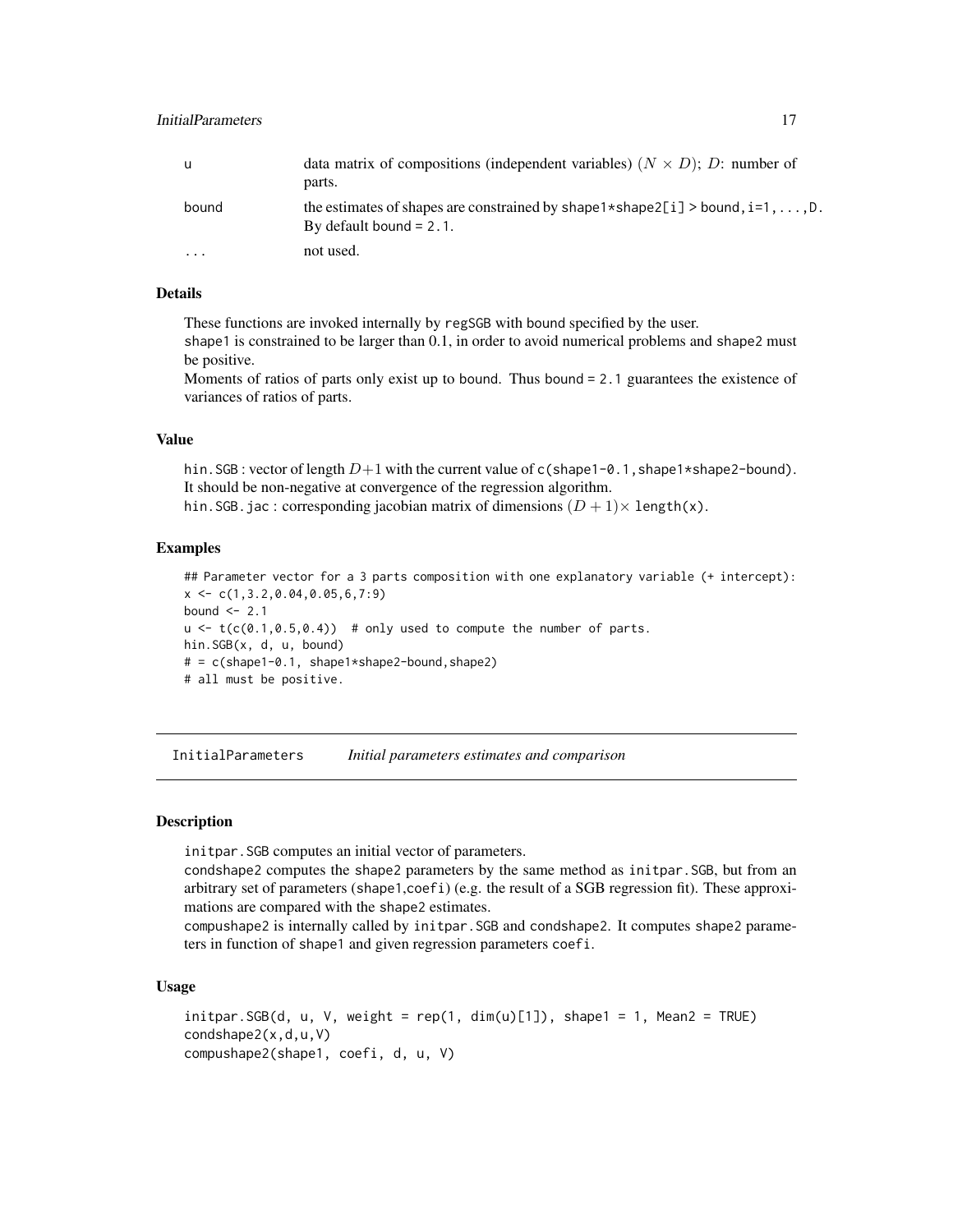| | |
|---|---|
| u | data matrix of compositions (independent variables) $(N \times D)$; $D$: number of parts. |
| bound | the estimates of shapes are constrained by shape1*shape2[i] > bound, i=1,...,D. By default bound = 2.1. |
| ... | not used. |

## Details

These functions are invoked internally by regSGB with bound specified by the user.
shape1 is constrained to be larger than 0.1, in order to avoid numerical problems and shape2 must be positive.
Moments of ratios of parts only exist up to bound. Thus bound = 2.1 guarantees the existence of variances of ratios of parts.

## Value

hin.SGB : vector of length $D+1$ with the current value of c(shape1-0.1,shape1*shape2-bound). It should be non-negative at convergence of the regression algorithm.
hin.SGB.jac : corresponding jacobian matrix of dimensions $(D+1)\times$ length(x).

## Examples

```
## Parameter vector for a 3 parts composition with one explanatory variable (+ intercept):
x <- c(1,3.2,0.04,0.05,6,7:9)
bound <- 2.1
u <- t(c(0.1,0.5,0.4))  # only used to compute the number of parts.
hin.SGB(x, d, u, bound)
# = c(shape1-0.1, shape1*shape2-bound,shape2)
# all must be positive.
```

# InitialParameters    *Initial parameters estimates and comparison*

## Description

initpar.SGB computes an initial vector of parameters.
condshape2 computes the shape2 parameters by the same method as initpar.SGB, but from an arbitrary set of parameters (shape1,coefi) (e.g. the result of a SGB regression fit). These approximations are compared with the shape2 estimates.
compushape2 is internally called by initpar.SGB and condshape2. It computes shape2 parameters in function of shape1 and given regression parameters coefi.

## Usage

```
initpar.SGB(d, u, V, weight = rep(1, dim(u)[1]), shape1 = 1, Mean2 = TRUE)
condshape2(x,d,u,V)
compushape2(shape1, coefi, d, u, V)
```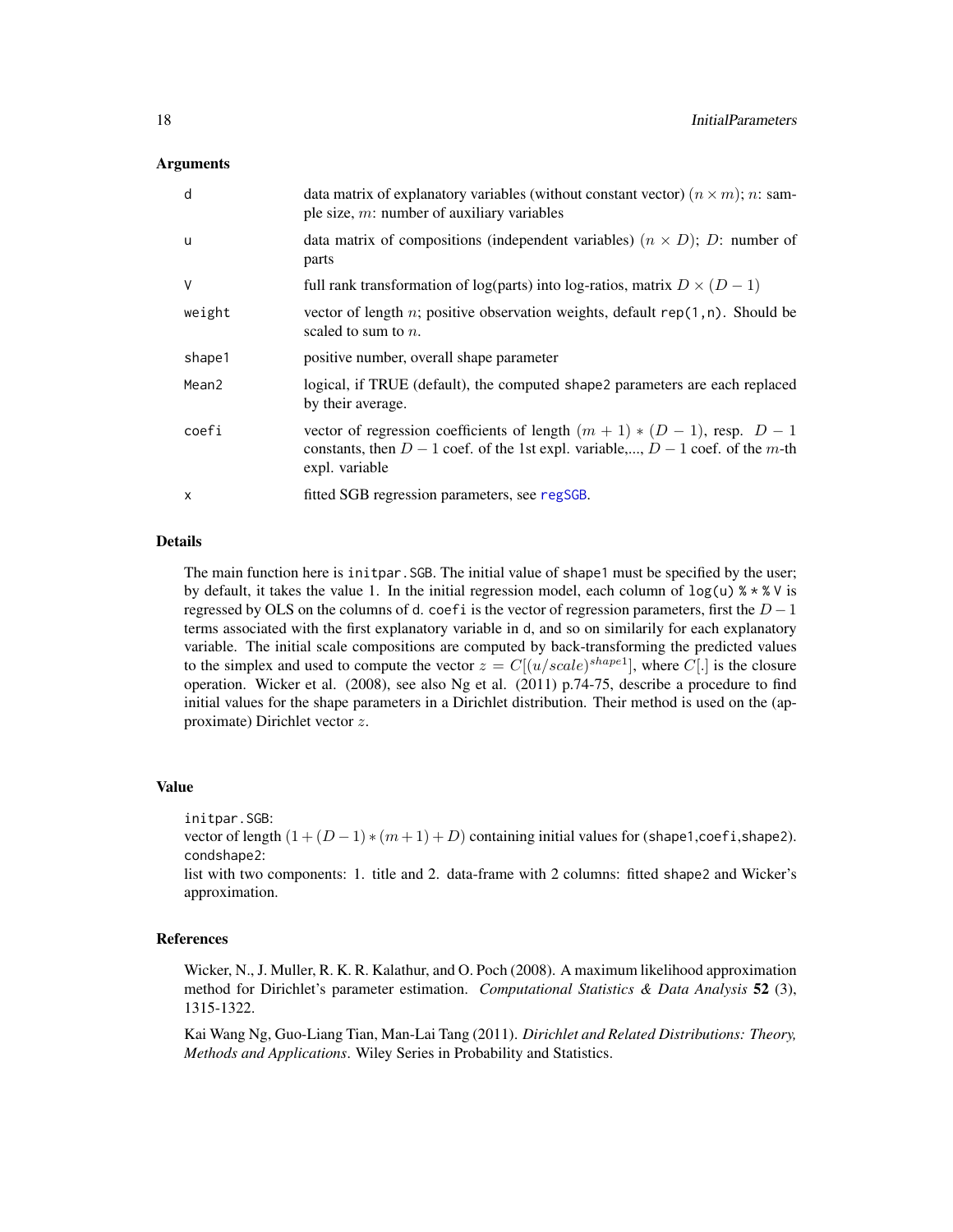### Arguments

| | |
|---|---|
| d | data matrix of explanatory variables (without constant vector) $(n \times m)$; $n$: sample size, $m$: number of auxiliary variables |
| u | data matrix of compositions (independent variables) $(n \times D)$; $D$: number of parts |
| V | full rank transformation of log(parts) into log-ratios, matrix $D \times (D-1)$ |
| weight | vector of length $n$; positive observation weights, default `rep(1,n)`. Should be scaled to sum to $n$. |
| shape1 | positive number, overall shape parameter |
| Mean2 | logical, if TRUE (default), the computed `shape2` parameters are each replaced by their average. |
| coefi | vector of regression coefficients of length $(m+1)*(D-1)$, resp. $D-1$ constants, then $D-1$ coef. of the 1st expl. variable,..., $D-1$ coef. of the $m$-th expl. variable |
| x | fitted SGB regression parameters, see `regSGB`. |

### Details

The main function here is `initpar.SGB`. The initial value of `shape1` must be specified by the user; by default, it takes the value 1. In the initial regression model, each column of `log(u) %*% V` is regressed by OLS on the columns of `d`. `coefi` is the vector of regression parameters, first the $D-1$ terms associated with the first explanatory variable in `d`, and so on similarily for each explanatory variable. The initial scale compositions are computed by back-transforming the predicted values to the simplex and used to compute the vector $z = C[(u/scale)^{shape1}]$, where $C[.]$ is the closure operation. Wicker et al. (2008), see also Ng et al. (2011) p.74-75, describe a procedure to find initial values for the shape parameters in a Dirichlet distribution. Their method is used on the (approximate) Dirichlet vector $z$.

### Value

`initpar.SGB`:
vector of length $(1+(D-1)*(m+1)+D)$ containing initial values for (`shape1`,`coefi`,`shape2`).
`condshape2`:
list with two components: 1. title and 2. data-frame with 2 columns: fitted `shape2` and Wicker's approximation.

### References

Wicker, N., J. Muller, R. K. R. Kalathur, and O. Poch (2008). A maximum likelihood approximation method for Dirichlet's parameter estimation. *Computational Statistics & Data Analysis* **52** (3), 1315-1322.

Kai Wang Ng, Guo-Liang Tian, Man-Lai Tang (2011). *Dirichlet and Related Distributions: Theory, Methods and Applications*. Wiley Series in Probability and Statistics.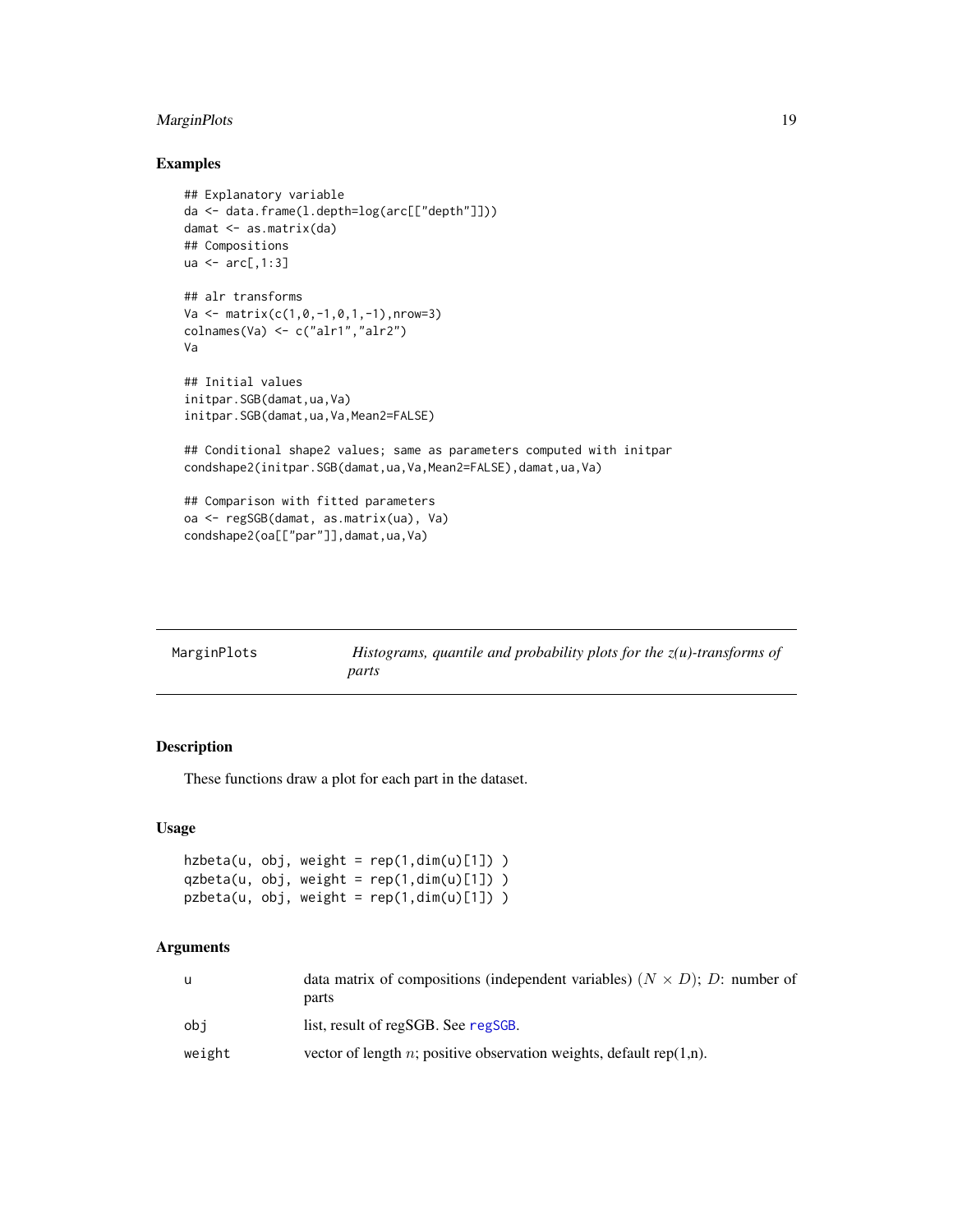## Examples

```
## Explanatory variable
da <- data.frame(l.depth=log(arc[["depth"]]))
damat <- as.matrix(da)
## Compositions
ua <- arc[,1:3]

## alr transforms
Va <- matrix(c(1,0,-1,0,1,-1),nrow=3)
colnames(Va) <- c("alr1","alr2")
Va

## Initial values
initpar.SGB(damat,ua,Va)
initpar.SGB(damat,ua,Va,Mean2=FALSE)

## Conditional shape2 values; same as parameters computed with initpar
condshape2(initpar.SGB(damat,ua,Va,Mean2=FALSE),damat,ua,Va)

## Comparison with fitted parameters
oa <- regSGB(damat, as.matrix(ua), Va)
condshape2(oa[["par"]],damat,ua,Va)
```

---

# MarginPlots — *Histograms, quantile and probability plots for the z(u)-transforms of parts*

## Description

These functions draw a plot for each part in the dataset.

## Usage

```
hzbeta(u, obj, weight = rep(1,dim(u)[1]) )
qzbeta(u, obj, weight = rep(1,dim(u)[1]) )
pzbeta(u, obj, weight = rep(1,dim(u)[1]) )
```

## Arguments

| | |
|---|---|
| u | data matrix of compositions (independent variables) $(N \times D)$; $D$: number of parts |
| obj | list, result of regSGB. See regSGB. |
| weight | vector of length $n$; positive observation weights, default rep(1,n). |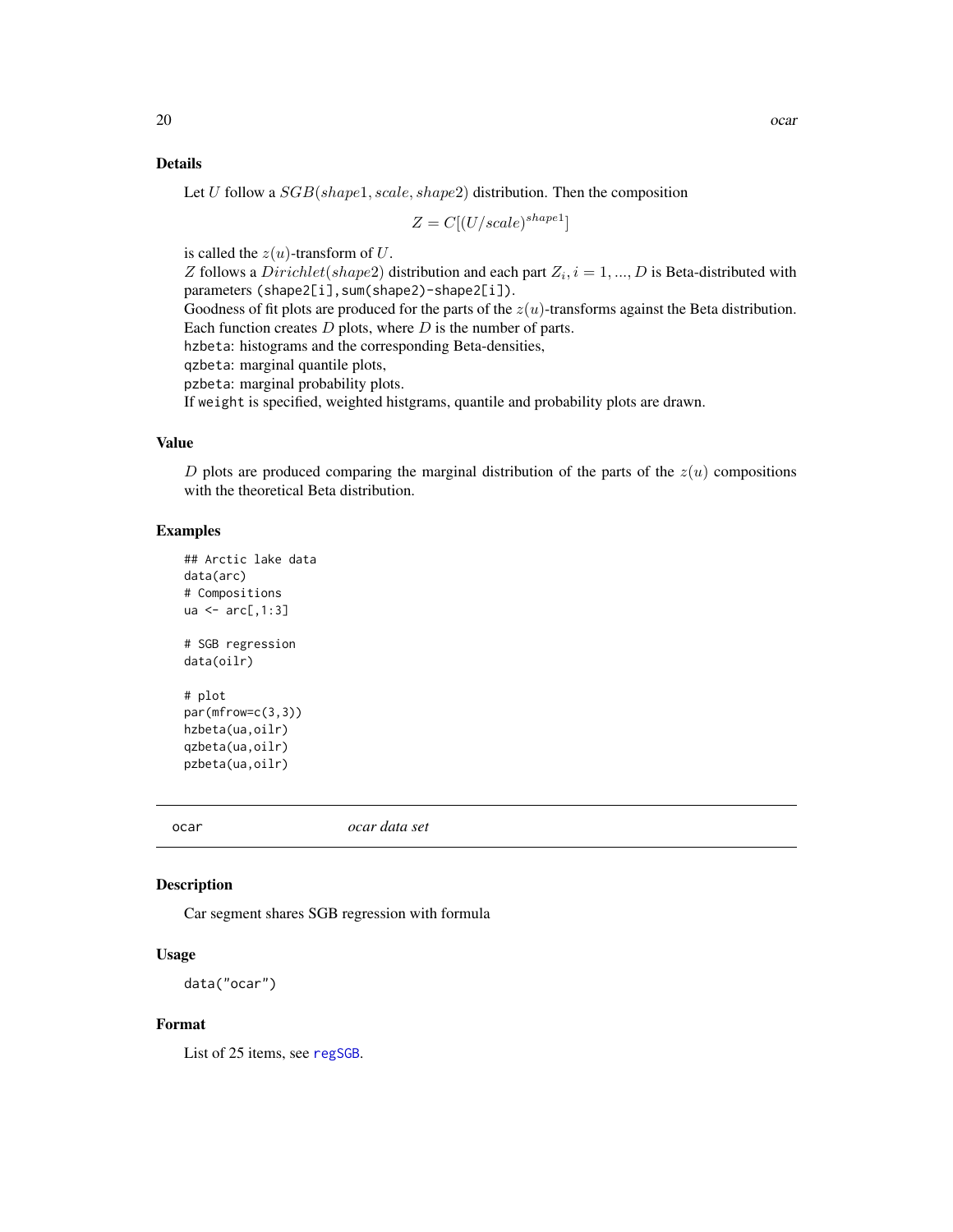### Details

Let $U$ follow a $SGB(shape1, scale, shape2)$ distribution. Then the composition

$$Z = C[(U/scale)^{shape1}]$$

is called the $z(u)$-transform of $U$.
$Z$ follows a $Dirichlet(shape2)$ distribution and each part $Z_i, i = 1, ..., D$ is Beta-distributed with parameters `(shape2[i],sum(shape2)-shape2[i])`.
Goodness of fit plots are produced for the parts of the $z(u)$-transforms against the Beta distribution.
Each function creates $D$ plots, where $D$ is the number of parts.
`hzbeta`: histograms and the corresponding Beta-densities,
`qzbeta`: marginal quantile plots,
`pzbeta`: marginal probability plots.
If `weight` is specified, weighted histgrams, quantile and probability plots are drawn.

### Value

$D$ plots are produced comparing the marginal distribution of the parts of the $z(u)$ compositions with the theoretical Beta distribution.

### Examples

```
## Arctic lake data
data(arc)
# Compositions
ua <- arc[,1:3]

# SGB regression
data(oilr)

# plot
par(mfrow=c(3,3))
hzbeta(ua,oilr)
qzbeta(ua,oilr)
pzbeta(ua,oilr)
```

---

## ocar    *ocar data set*

### Description

Car segment shares SGB regression with formula

### Usage

```
data("ocar")
```

### Format

List of 25 items, see `regSGB`.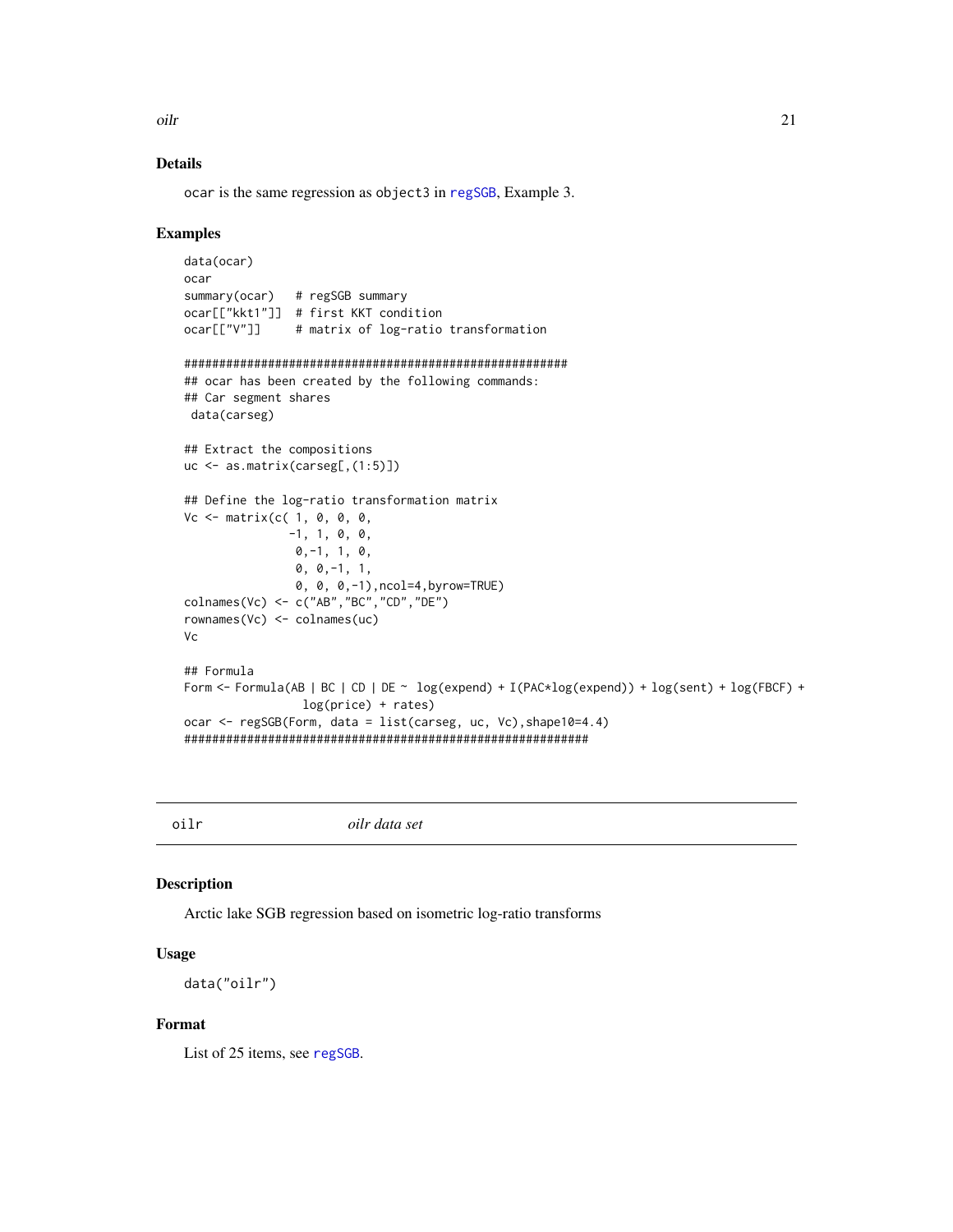## Details

ocar is the same regression as object3 in regSGB, Example 3.

## Examples

```
data(ocar)
ocar
summary(ocar)   # regSGB summary
ocar[["kkt1"]]  # first KKT condition
ocar[["V"]]     # matrix of log-ratio transformation

########################################################
## ocar has been created by the following commands:
## Car segment shares
 data(carseg)

## Extract the compositions
uc <- as.matrix(carseg[,(1:5)])

## Define the log-ratio transformation matrix
Vc <- matrix(c( 1, 0, 0, 0,
               -1, 1, 0, 0,
                0,-1, 1, 0,
                0, 0,-1, 1,
                0, 0, 0,-1),ncol=4,byrow=TRUE)
colnames(Vc) <- c("AB","BC","CD","DE")
rownames(Vc) <- colnames(uc)
Vc

## Formula
Form <- Formula(AB | BC | CD | DE ~ log(expend) + I(PAC*log(expend)) + log(sent) + log(FBCF) +
                 log(price) + rates)
ocar <- regSGB(Form, data = list(carseg, uc, Vc),shape10=4.4)
##########################################################
```

---

oilr *oilr data set*

---

## Description

Arctic lake SGB regression based on isometric log-ratio transforms

## Usage

```
data("oilr")
```

## Format

List of 25 items, see regSGB.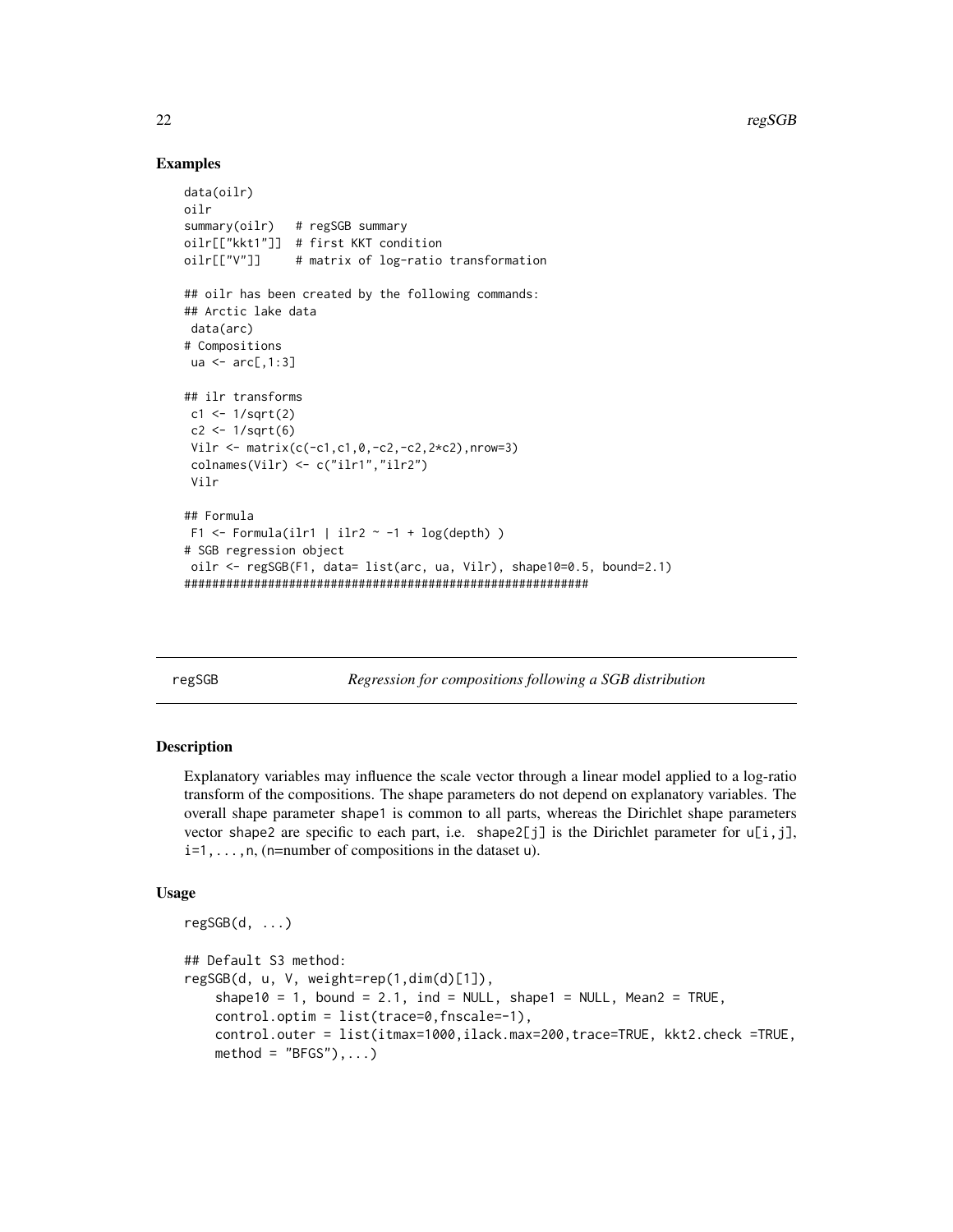### Examples

```
data(oilr)
oilr
summary(oilr)   # regSGB summary
oilr[["kkt1"]]  # first KKT condition
oilr[["V"]]     # matrix of log-ratio transformation

## oilr has been created by the following commands:
## Arctic lake data
 data(arc)
# Compositions
 ua <- arc[,1:3]

## ilr transforms
 c1 <- 1/sqrt(2)
 c2 <- 1/sqrt(6)
 Vilr <- matrix(c(-c1,c1,0,-c2,-c2,2*c2),nrow=3)
 colnames(Vilr) <- c("ilr1","ilr2")
 Vilr

## Formula
 F1 <- Formula(ilr1 | ilr2 ~ -1 + log(depth) )
# SGB regression object
 oilr <- regSGB(F1, data= list(arc, ua, Vilr), shape10=0.5, bound=2.1)
##########################################################
```

---

regSGB *Regression for compositions following a SGB distribution*

---

### Description

Explanatory variables may influence the scale vector through a linear model applied to a log-ratio transform of the compositions. The shape parameters do not depend on explanatory variables. The overall shape parameter shape1 is common to all parts, whereas the Dirichlet shape parameters vector shape2 are specific to each part, i.e. shape2[j] is the Dirichlet parameter for u[i,j], i=1,...,n, (n=number of compositions in the dataset u).

### Usage

```
regSGB(d, ...)

## Default S3 method:
regSGB(d, u, V, weight=rep(1,dim(d)[1]),
    shape10 = 1, bound = 2.1, ind = NULL, shape1 = NULL, Mean2 = TRUE,
    control.optim = list(trace=0,fnscale=-1),
    control.outer = list(itmax=1000,ilack.max=200,trace=TRUE, kkt2.check =TRUE,
    method = "BFGS"),...)
```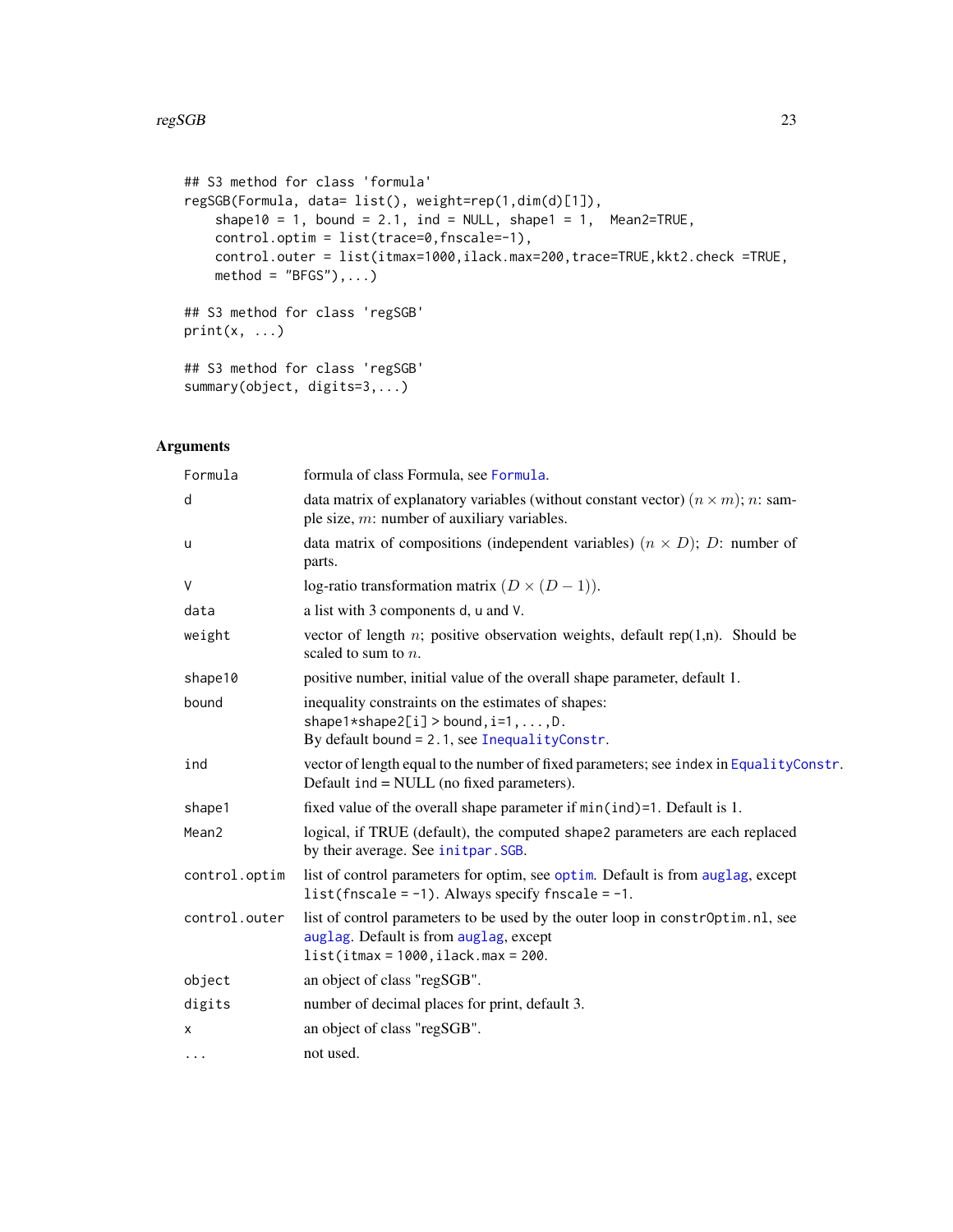```
## S3 method for class 'formula'
regSGB(Formula, data= list(), weight=rep(1,dim(d)[1]),
    shape10 = 1, bound = 2.1, ind = NULL, shape1 = 1,  Mean2=TRUE,
    control.optim = list(trace=0,fnscale=-1),
    control.outer = list(itmax=1000,ilack.max=200,trace=TRUE,kkt2.check =TRUE,
    method = "BFGS"),...)

## S3 method for class 'regSGB'
print(x, ...)

## S3 method for class 'regSGB'
summary(object, digits=3,...)
```

## Arguments

| | |
|---|---|
| Formula | formula of class Formula, see Formula. |
| d | data matrix of explanatory variables (without constant vector) $(n \times m)$; $n$: sample size, $m$: number of auxiliary variables. |
| u | data matrix of compositions (independent variables) $(n \times D)$; $D$: number of parts. |
| V | log-ratio transformation matrix $(D \times (D-1))$. |
| data | a list with 3 components d, u and V. |
| weight | vector of length $n$; positive observation weights, default rep(1,n). Should be scaled to sum to $n$. |
| shape10 | positive number, initial value of the overall shape parameter, default 1. |
| bound | inequality constraints on the estimates of shapes: shape1*shape2[i] > bound,i=1,...,D. By default bound = 2.1, see InequalityConstr. |
| ind | vector of length equal to the number of fixed parameters; see index in EqualityConstr. Default ind = NULL (no fixed parameters). |
| shape1 | fixed value of the overall shape parameter if min(ind)=1. Default is 1. |
| Mean2 | logical, if TRUE (default), the computed shape2 parameters are each replaced by their average. See initpar.SGB. |
| control.optim | list of control parameters for optim, see optim. Default is from auglag, except list(fnscale = -1). Always specify fnscale = -1. |
| control.outer | list of control parameters to be used by the outer loop in constrOptim.nl, see auglag. Default is from auglag, except list(itmax = 1000,ilack.max = 200. |
| object | an object of class "regSGB". |
| digits | number of decimal places for print, default 3. |
| x | an object of class "regSGB". |
| ... | not used. |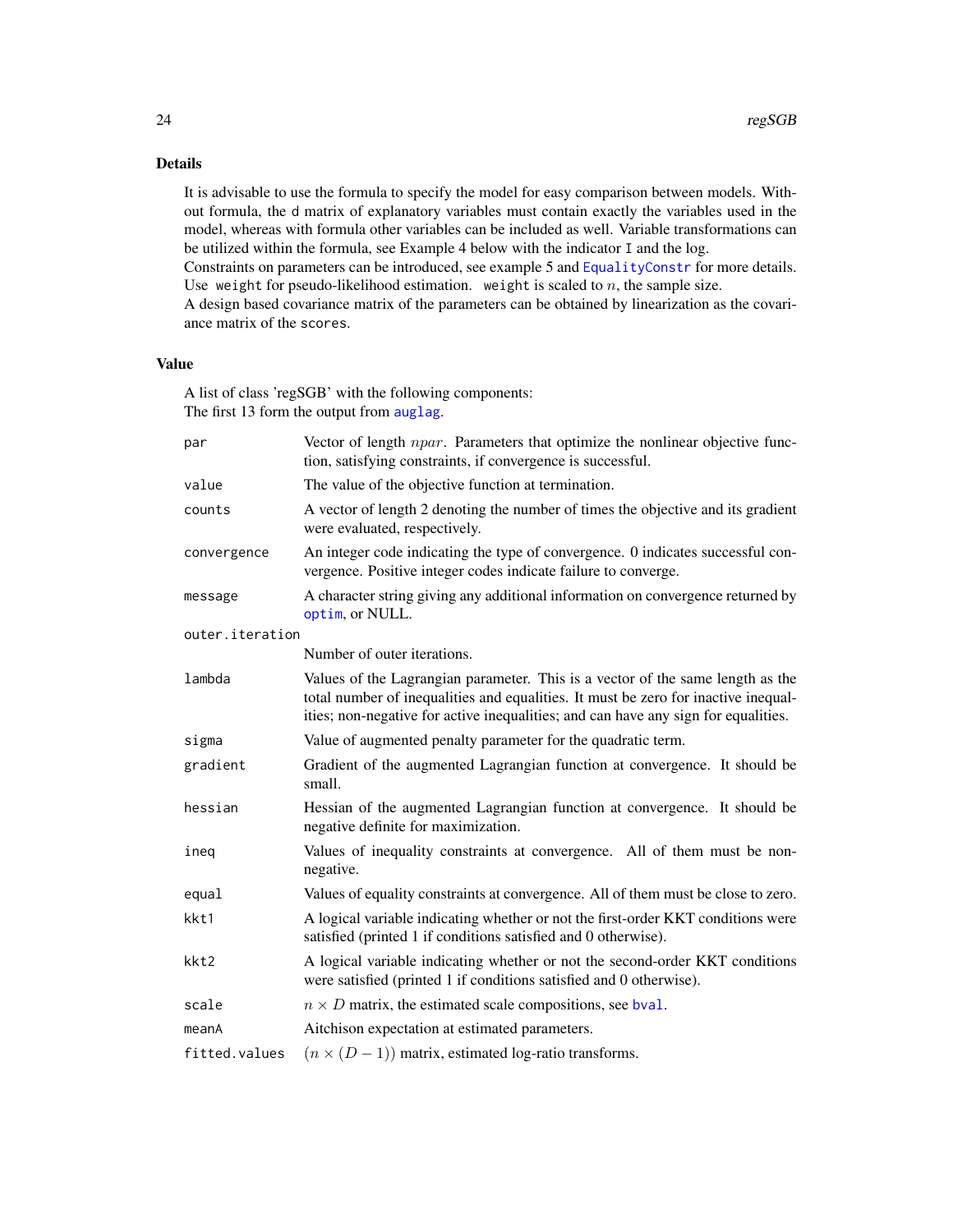## Details

It is advisable to use the formula to specify the model for easy comparison between models. Without formula, the `d` matrix of explanatory variables must contain exactly the variables used in the model, whereas with formula other variables can be included as well. Variable transformations can be utilized within the formula, see Example 4 below with the indicator `I` and the log.
Constraints on parameters can be introduced, see example 5 and EqualityConstr for more details.
Use `weight` for pseudo-likelihood estimation. `weight` is scaled to $n$, the sample size.
A design based covariance matrix of the parameters can be obtained by linearization as the covariance matrix of the `scores`.

## Value

A list of class 'regSGB' with the following components:
The first 13 form the output from auglag.

| | |
|---|---|
| `par` | Vector of length $npar$. Parameters that optimize the nonlinear objective function, satisfying constraints, if convergence is successful. |
| `value` | The value of the objective function at termination. |
| `counts` | A vector of length 2 denoting the number of times the objective and its gradient were evaluated, respectively. |
| `convergence` | An integer code indicating the type of convergence. 0 indicates successful convergence. Positive integer codes indicate failure to converge. |
| `message` | A character string giving any additional information on convergence returned by optim, or NULL. |
| `outer.iteration` | Number of outer iterations. |
| `lambda` | Values of the Lagrangian parameter. This is a vector of the same length as the total number of inequalities and equalities. It must be zero for inactive inequalities; non-negative for active inequalities; and can have any sign for equalities. |
| `sigma` | Value of augmented penalty parameter for the quadratic term. |
| `gradient` | Gradient of the augmented Lagrangian function at convergence. It should be small. |
| `hessian` | Hessian of the augmented Lagrangian function at convergence. It should be negative definite for maximization. |
| `ineq` | Values of inequality constraints at convergence. All of them must be non-negative. |
| `equal` | Values of equality constraints at convergence. All of them must be close to zero. |
| `kkt1` | A logical variable indicating whether or not the first-order KKT conditions were satisfied (printed 1 if conditions satisfied and 0 otherwise). |
| `kkt2` | A logical variable indicating whether or not the second-order KKT conditions were satisfied (printed 1 if conditions satisfied and 0 otherwise). |
| `scale` | $n \times D$ matrix, the estimated scale compositions, see bval. |
| `meanA` | Aitchison expectation at estimated parameters. |
| `fitted.values` | $(n \times (D-1))$ matrix, estimated log-ratio transforms. |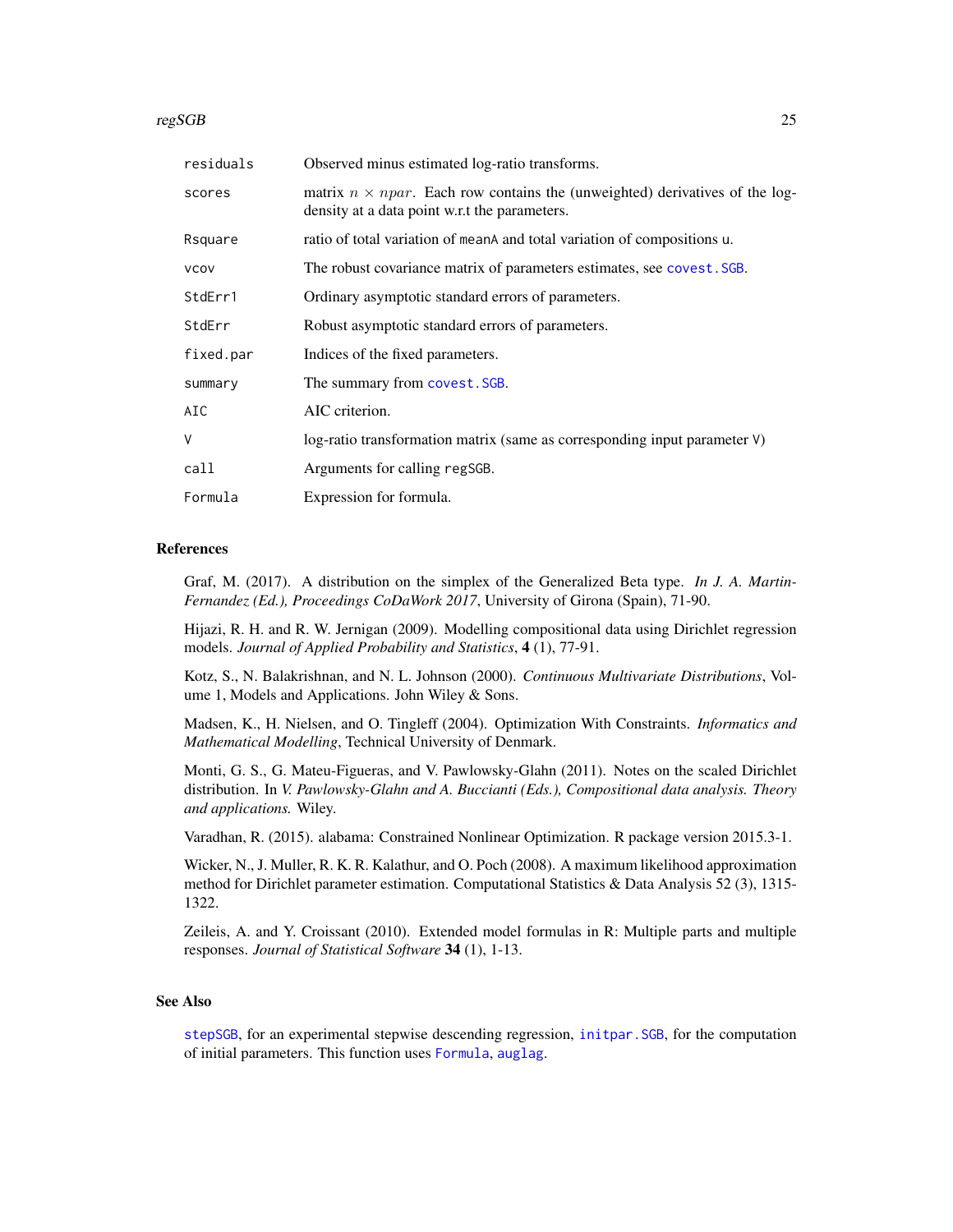| | |
|---|---|
| residuals | Observed minus estimated log-ratio transforms. |
| scores | matrix $n \times npar$. Each row contains the (unweighted) derivatives of the log-density at a data point w.r.t the parameters. |
| Rsquare | ratio of total variation of meanA and total variation of compositions u. |
| vcov | The robust covariance matrix of parameters estimates, see covest.SGB. |
| StdErr1 | Ordinary asymptotic standard errors of parameters. |
| StdErr | Robust asymptotic standard errors of parameters. |
| fixed.par | Indices of the fixed parameters. |
| summary | The summary from covest.SGB. |
| AIC | AIC criterion. |
| V | log-ratio transformation matrix (same as corresponding input parameter V) |
| call | Arguments for calling regSGB. |
| Formula | Expression for formula. |

## References

Graf, M. (2017). A distribution on the simplex of the Generalized Beta type. *In J. A. Martin-Fernandez (Ed.), Proceedings CoDaWork 2017*, University of Girona (Spain), 71-90.

Hijazi, R. H. and R. W. Jernigan (2009). Modelling compositional data using Dirichlet regression models. *Journal of Applied Probability and Statistics*, **4** (1), 77-91.

Kotz, S., N. Balakrishnan, and N. L. Johnson (2000). *Continuous Multivariate Distributions*, Volume 1, Models and Applications. John Wiley & Sons.

Madsen, K., H. Nielsen, and O. Tingleff (2004). Optimization With Constraints. *Informatics and Mathematical Modelling*, Technical University of Denmark.

Monti, G. S., G. Mateu-Figueras, and V. Pawlowsky-Glahn (2011). Notes on the scaled Dirichlet distribution. In *V. Pawlowsky-Glahn and A. Buccianti (Eds.), Compositional data analysis. Theory and applications.* Wiley.

Varadhan, R. (2015). alabama: Constrained Nonlinear Optimization. R package version 2015.3-1.

Wicker, N., J. Muller, R. K. R. Kalathur, and O. Poch (2008). A maximum likelihood approximation method for Dirichlet parameter estimation. Computational Statistics & Data Analysis 52 (3), 1315-1322.

Zeileis, A. and Y. Croissant (2010). Extended model formulas in R: Multiple parts and multiple responses. *Journal of Statistical Software* **34** (1), 1-13.

## See Also

stepSGB, for an experimental stepwise descending regression, initpar.SGB, for the computation of initial parameters. This function uses Formula, auglag.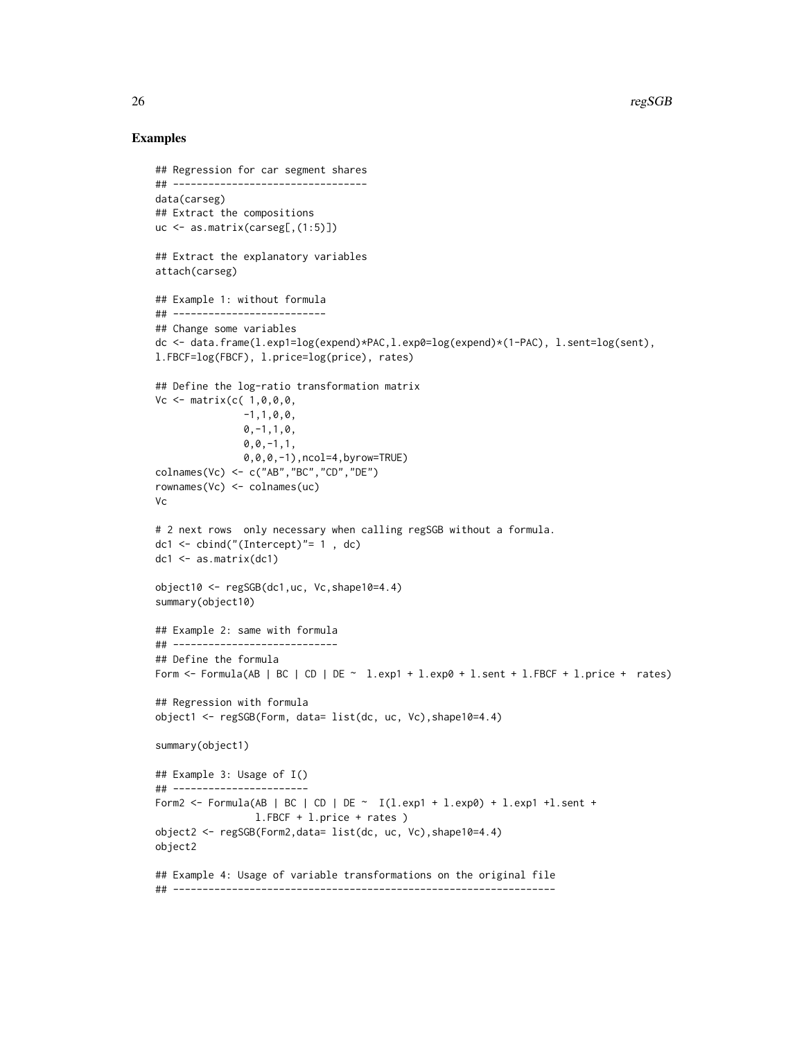## Examples

```
## Regression for car segment shares
## ---------------------------------
data(carseg)
## Extract the compositions
uc <- as.matrix(carseg[,(1:5)])

## Extract the explanatory variables
attach(carseg)

## Example 1: without formula
## --------------------------
## Change some variables
dc <- data.frame(l.exp1=log(expend)*PAC,l.exp0=log(expend)*(1-PAC), l.sent=log(sent),
l.FBCF=log(FBCF), l.price=log(price), rates)

## Define the log-ratio transformation matrix
Vc <- matrix(c( 1,0,0,0,
               -1,1,0,0,
               0,-1,1,0,
               0,0,-1,1,
               0,0,0,-1),ncol=4,byrow=TRUE)
colnames(Vc) <- c("AB","BC","CD","DE")
rownames(Vc) <- colnames(uc)
Vc

# 2 next rows  only necessary when calling regSGB without a formula.
dc1 <- cbind("(Intercept)"= 1 , dc)
dc1 <- as.matrix(dc1)

object10 <- regSGB(dc1,uc, Vc,shape10=4.4)
summary(object10)

## Example 2: same with formula
## ----------------------------
## Define the formula
Form <- Formula(AB | BC | CD | DE ~  l.exp1 + l.exp0 + l.sent + l.FBCF + l.price +  rates)

## Regression with formula
object1 <- regSGB(Form, data= list(dc, uc, Vc),shape10=4.4)

summary(object1)

## Example 3: Usage of I()
## ----------------------
Form2 <- Formula(AB | BC | CD | DE ~  I(l.exp1 + l.exp0) + l.exp1 +l.sent +
                 l.FBCF + l.price + rates )
object2 <- regSGB(Form2,data= list(dc, uc, Vc),shape10=4.4)
object2

## Example 4: Usage of variable transformations on the original file
## ----------------------------------------------------------------
```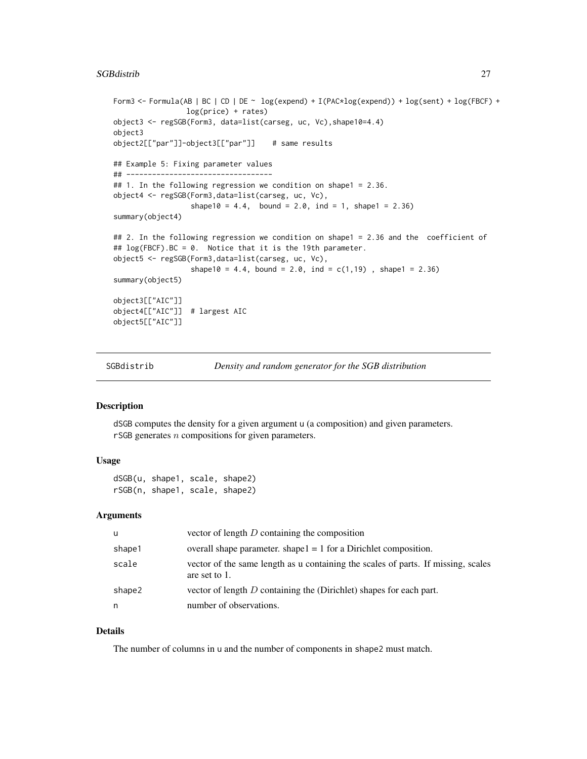```
Form3 <- Formula(AB | BC | CD | DE ~ log(expend) + I(PAC*log(expend)) + log(sent) + log(FBCF) +
                 log(price) + rates)
object3 <- regSGB(Form3, data=list(carseg, uc, Vc),shape10=4.4)
object3
object2[["par"]]-object3[["par"]]    # same results

## Example 5: Fixing parameter values
## ----------------------------------
## 1. In the following regression we condition on shape1 = 2.36.
object4 <- regSGB(Form3,data=list(carseg, uc, Vc),
                  shape10 = 4.4,  bound = 2.0, ind = 1, shape1 = 2.36)
summary(object4)

## 2. In the following regression we condition on shape1 = 2.36 and the  coefficient of
## log(FBCF).BC = 0.  Notice that it is the 19th parameter.
object5 <- regSGB(Form3,data=list(carseg, uc, Vc),
                  shape10 = 4.4, bound = 2.0, ind = c(1,19) , shape1 = 2.36)
summary(object5)

object3[["AIC"]]
object4[["AIC"]]  # largest AIC
object5[["AIC"]]
```

---

## SGBdistrib — *Density and random generator for the SGB distribution*

---

### Description

dSGB computes the density for a given argument u (a composition) and given parameters.
rSGB generates $n$ compositions for given parameters.

### Usage

```
dSGB(u, shape1, scale, shape2)
rSGB(n, shape1, scale, shape2)
```

### Arguments

| | |
|---|---|
| u | vector of length $D$ containing the composition |
| shape1 | overall shape parameter. shape1 = 1 for a Dirichlet composition. |
| scale | vector of the same length as u containing the scales of parts. If missing, scales are set to 1. |
| shape2 | vector of length $D$ containing the (Dirichlet) shapes for each part. |
| n | number of observations. |

### Details

The number of columns in u and the number of components in shape2 must match.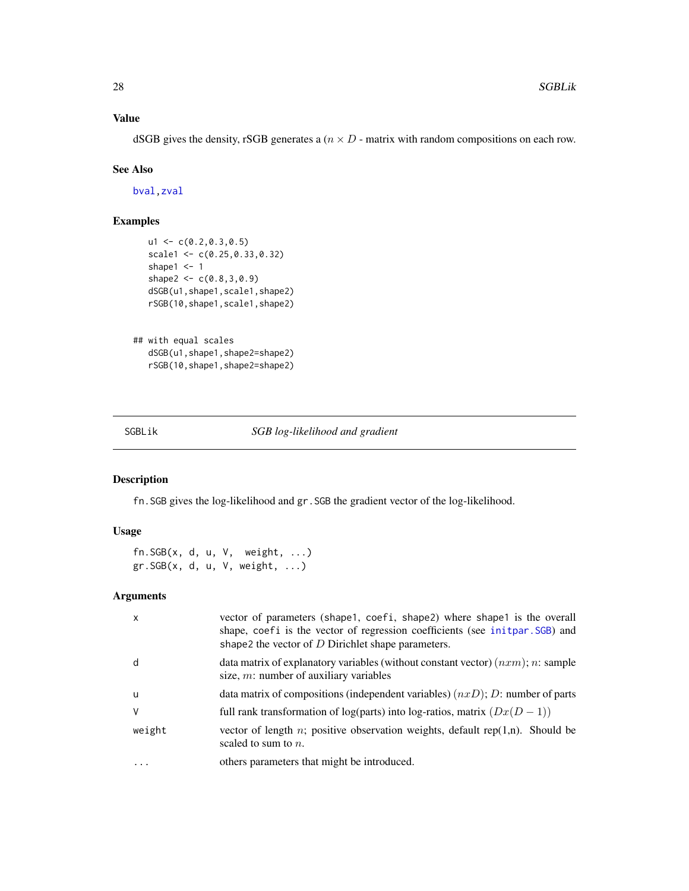### Value

dSGB gives the density, rSGB generates a ($n \times D$ - matrix with random compositions on each row.

### See Also

bval, zval

### Examples

```
    u1 <- c(0.2,0.3,0.5)
    scale1 <- c(0.25,0.33,0.32)
    shape1 <- 1
    shape2 <- c(0.8,3,0.9)
    dSGB(u1,shape1,scale1,shape2)
    rSGB(10,shape1,scale1,shape2)


## with equal scales
    dSGB(u1,shape1,shape2=shape2)
    rSGB(10,shape1,shape2=shape2)
```

---

## SGBLik — *SGB log-likelihood and gradient*

### Description

`fn.SGB` gives the log-likelihood and `gr.SGB` the gradient vector of the log-likelihood.

### Usage

```
fn.SGB(x, d, u, V,  weight, ...)
gr.SGB(x, d, u, V, weight, ...)
```

### Arguments

| | |
|---|---|
| x | vector of parameters (shape1, coefi, shape2) where shape1 is the overall shape, coefi is the vector of regression coefficients (see initpar.SGB) and shape2 the vector of $D$ Dirichlet shape parameters. |
| d | data matrix of explanatory variables (without constant vector) $(nxm)$; $n$: sample size, $m$: number of auxiliary variables |
| u | data matrix of compositions (independent variables) $(nxD)$; $D$: number of parts |
| V | full rank transformation of log(parts) into log-ratios, matrix $(Dx(D-1))$ |
| weight | vector of length $n$; positive observation weights, default rep(1,n). Should be scaled to sum to $n$. |
| ... | others parameters that might be introduced. |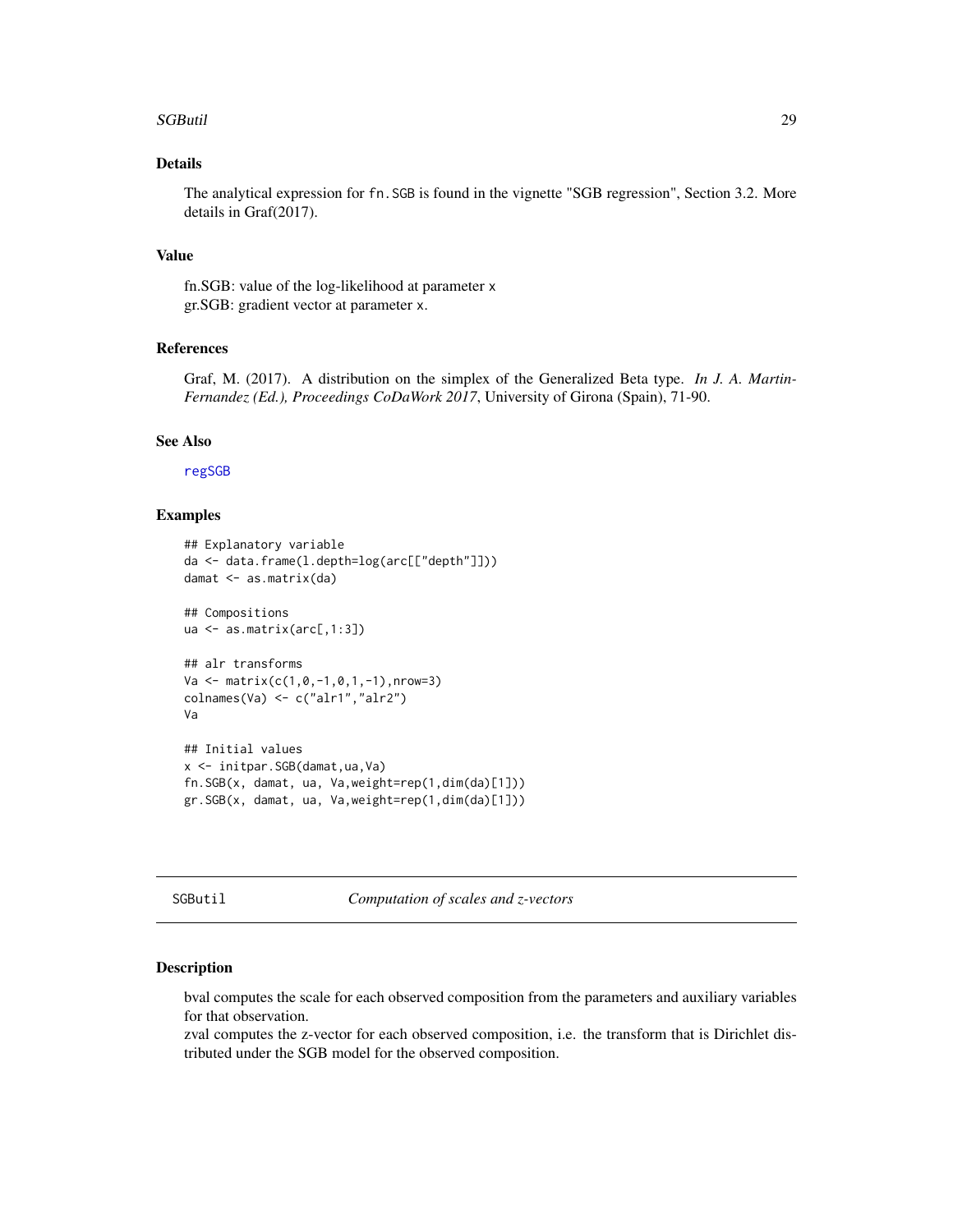## Details

The analytical expression for `fn.SGB` is found in the vignette "SGB regression", Section 3.2. More details in Graf(2017).

## Value

fn.SGB: value of the log-likelihood at parameter `x`
gr.SGB: gradient vector at parameter `x`.

## References

Graf, M. (2017). A distribution on the simplex of the Generalized Beta type. *In J. A. Martin-Fernandez (Ed.), Proceedings CoDaWork 2017*, University of Girona (Spain), 71-90.

## See Also

regSGB

## Examples

```
## Explanatory variable
da <- data.frame(l.depth=log(arc[["depth"]]))
damat <- as.matrix(da)

## Compositions
ua <- as.matrix(arc[,1:3])

## alr transforms
Va <- matrix(c(1,0,-1,0,1,-1),nrow=3)
colnames(Va) <- c("alr1","alr2")
Va

## Initial values
x <- initpar.SGB(damat,ua,Va)
fn.SGB(x, damat, ua, Va,weight=rep(1,dim(da)[1]))
gr.SGB(x, damat, ua, Va,weight=rep(1,dim(da)[1]))
```

---

# SGButil — *Computation of scales and z-vectors*

## Description

bval computes the scale for each observed composition from the parameters and auxiliary variables for that observation.
zval computes the z-vector for each observed composition, i.e. the transform that is Dirichlet distributed under the SGB model for the observed composition.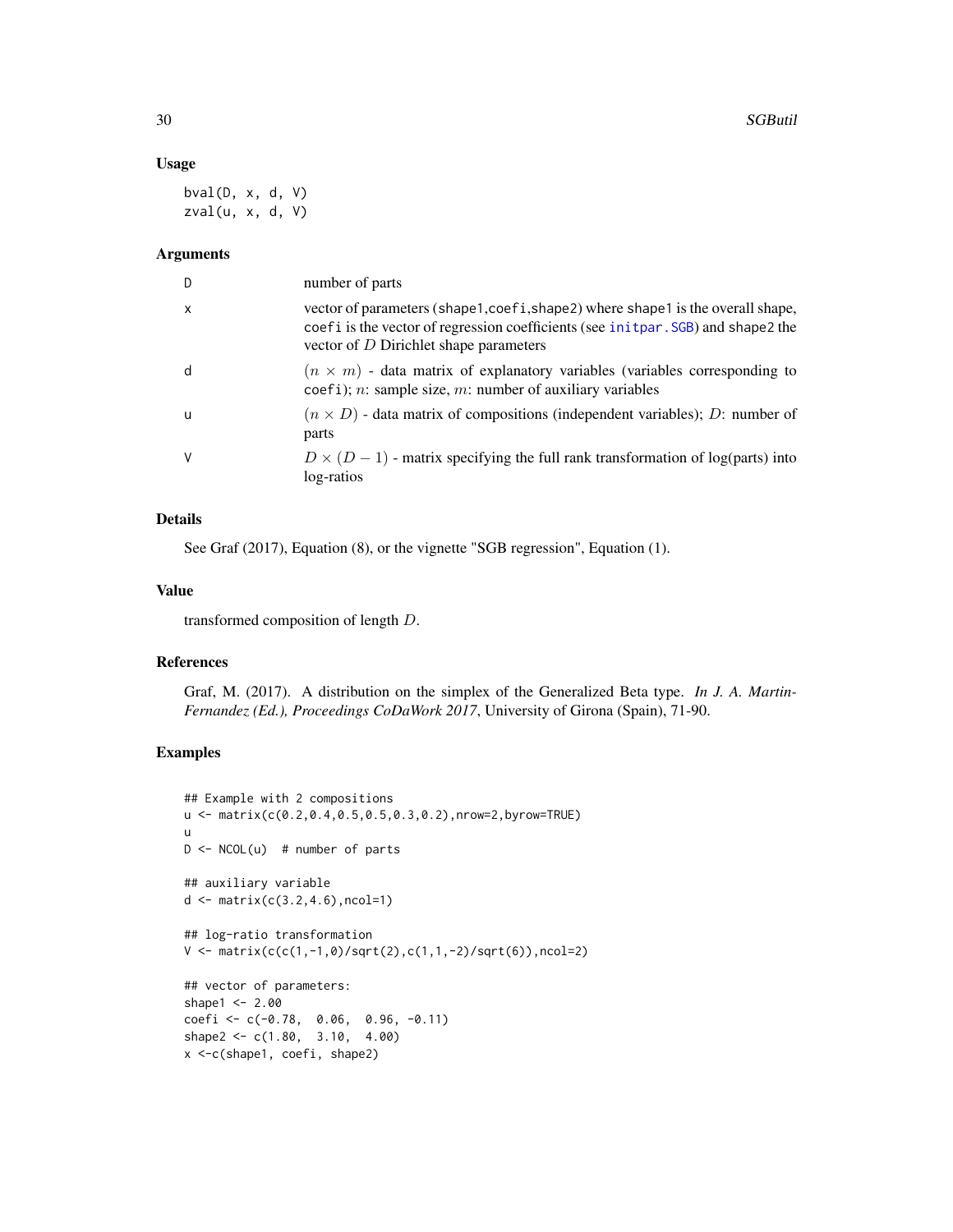### Usage

```
bval(D, x, d, V)
zval(u, x, d, V)
```

### Arguments

| | |
|---|---|
| D | number of parts |
| x | vector of parameters (shape1,coefi,shape2) where shape1 is the overall shape, coefi is the vector of regression coefficients (see initpar.SGB) and shape2 the vector of $D$ Dirichlet shape parameters |
| d | $(n \times m)$ - data matrix of explanatory variables (variables corresponding to coefi); $n$: sample size, $m$: number of auxiliary variables |
| u | $(n \times D)$ - data matrix of compositions (independent variables); $D$: number of parts |
| V | $D \times (D-1)$ - matrix specifying the full rank transformation of log(parts) into log-ratios |

### Details

See Graf (2017), Equation (8), or the vignette "SGB regression", Equation (1).

### Value

transformed composition of length $D$.

### References

Graf, M. (2017). A distribution on the simplex of the Generalized Beta type. *In J. A. Martin-Fernandez (Ed.), Proceedings CoDaWork 2017*, University of Girona (Spain), 71-90.

### Examples

```
## Example with 2 compositions
u <- matrix(c(0.2,0.4,0.5,0.5,0.3,0.2),nrow=2,byrow=TRUE)
u
D <- NCOL(u)  # number of parts

## auxiliary variable
d <- matrix(c(3.2,4.6),ncol=1)

## log-ratio transformation
V <- matrix(c(c(1,-1,0)/sqrt(2),c(1,1,-2)/sqrt(6)),ncol=2)

## vector of parameters:
shape1 <- 2.00
coefi <- c(-0.78,  0.06,  0.96, -0.11)
shape2 <- c(1.80,  3.10,  4.00)
x <-c(shape1, coefi, shape2)
```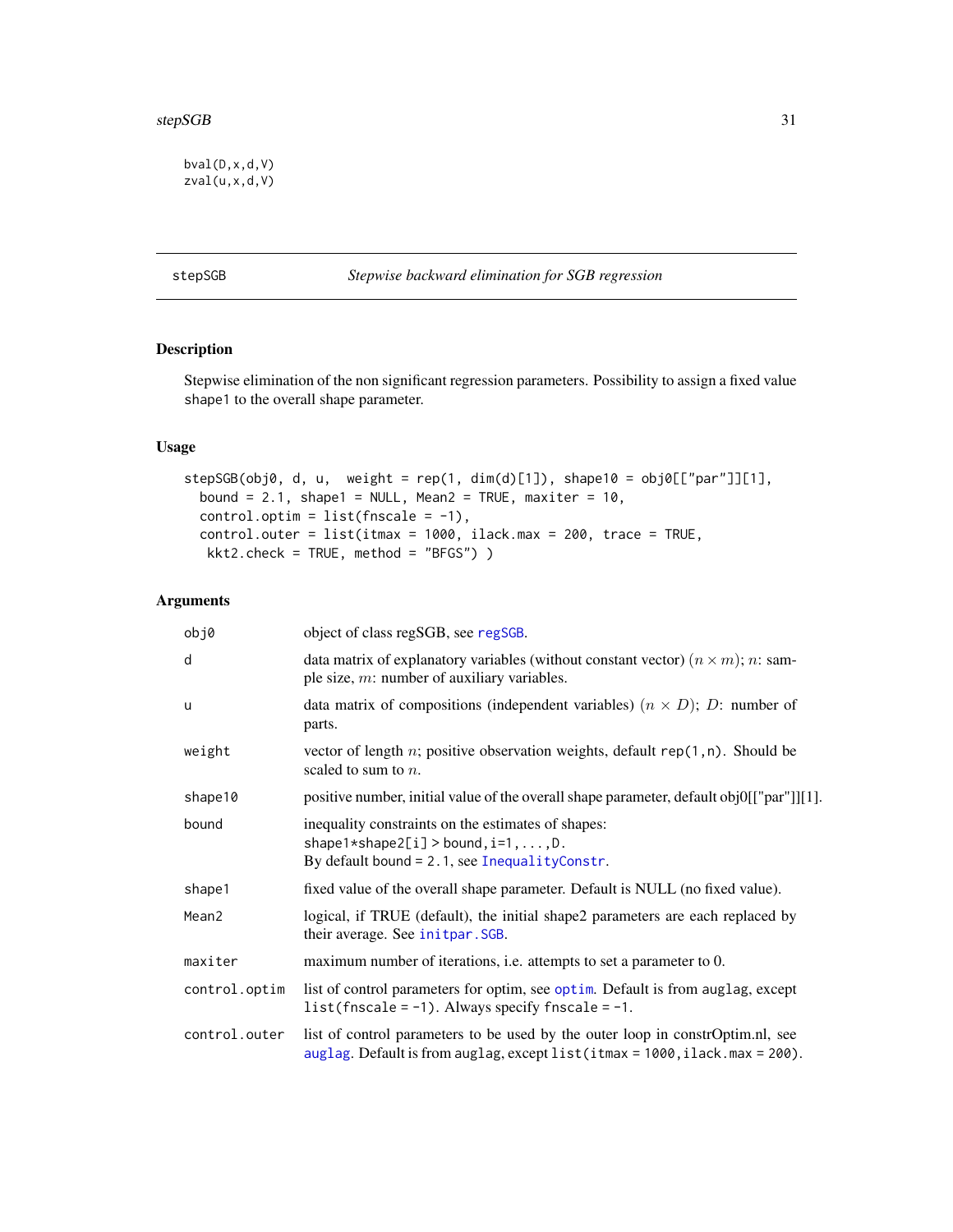```
bval(D,x,d,V)
zval(u,x,d,V)
```

## stepSGB — *Stepwise backward elimination for SGB regression*

### Description

Stepwise elimination of the non significant regression parameters. Possibility to assign a fixed value shape1 to the overall shape parameter.

### Usage

```
stepSGB(obj0, d, u,  weight = rep(1, dim(d)[1]), shape10 = obj0[["par"]][1],
  bound = 2.1, shape1 = NULL, Mean2 = TRUE, maxiter = 10,
  control.optim = list(fnscale = -1),
  control.outer = list(itmax = 1000, ilack.max = 200, trace = TRUE,
   kkt2.check = TRUE, method = "BFGS") )
```

### Arguments

| | |
|---|---|
| `obj0` | object of class regSGB, see regSGB. |
| `d` | data matrix of explanatory variables (without constant vector) $(n \times m)$; $n$: sample size, $m$: number of auxiliary variables. |
| `u` | data matrix of compositions (independent variables) $(n \times D)$; $D$: number of parts. |
| `weight` | vector of length $n$; positive observation weights, default `rep(1,n)`. Should be scaled to sum to $n$. |
| `shape10` | positive number, initial value of the overall shape parameter, default obj0[["par"]][1]. |
| `bound` | inequality constraints on the estimates of shapes: `shape1*shape2[i] > bound, i=1,...,D`. By default `bound = 2.1`, see InequalityConstr. |
| `shape1` | fixed value of the overall shape parameter. Default is NULL (no fixed value). |
| `Mean2` | logical, if TRUE (default), the initial shape2 parameters are each replaced by their average. See initpar.SGB. |
| `maxiter` | maximum number of iterations, i.e. attempts to set a parameter to 0. |
| `control.optim` | list of control parameters for optim, see optim. Default is from auglag, except `list(fnscale = -1)`. Always specify `fnscale = -1`. |
| `control.outer` | list of control parameters to be used by the outer loop in constrOptim.nl, see auglag. Default is from auglag, except `list(itmax = 1000,ilack.max = 200)`. |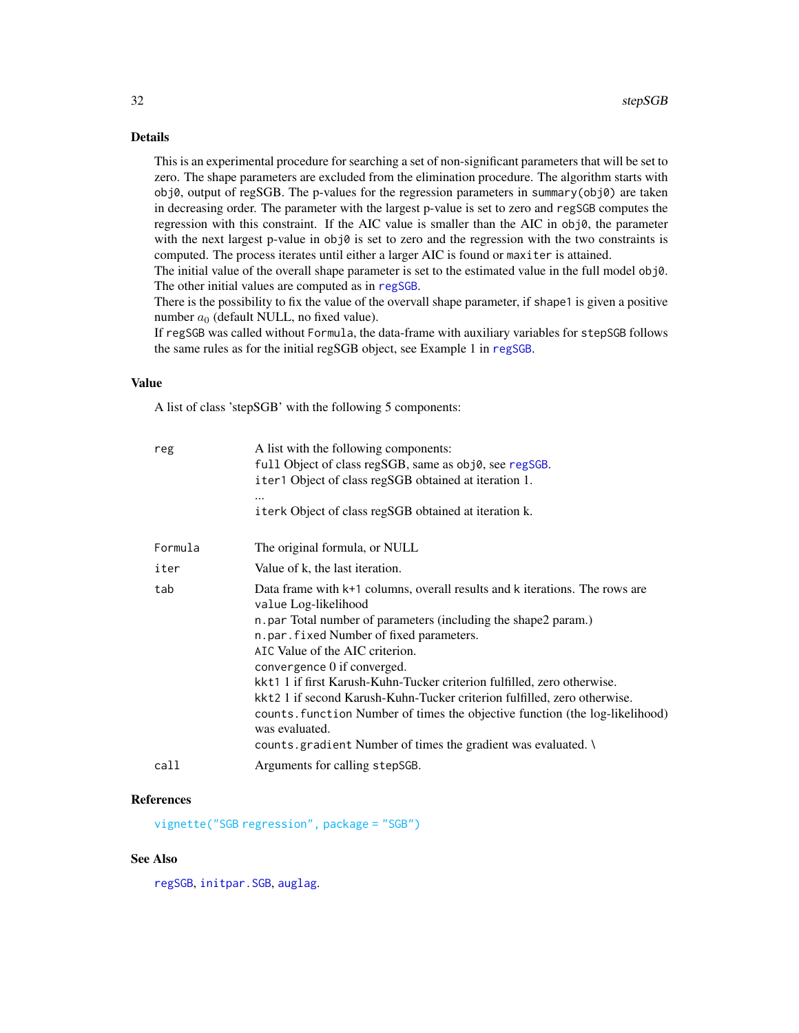### Details

This is an experimental procedure for searching a set of non-significant parameters that will be set to zero. The shape parameters are excluded from the elimination procedure. The algorithm starts with `obj0`, output of regSGB. The p-values for the regression parameters in `summary(obj0)` are taken in decreasing order. The parameter with the largest p-value is set to zero and `regSGB` computes the regression with this constraint. If the AIC value is smaller than the AIC in `obj0`, the parameter with the next largest p-value in `obj0` is set to zero and the regression with the two constraints is computed. The process iterates until either a larger AIC is found or `maxiter` is attained.
The initial value of the overall shape parameter is set to the estimated value in the full model `obj0`. The other initial values are computed as in `regSGB`.
There is the possibility to fix the value of the overvall shape parameter, if `shape1` is given a positive number $a_0$ (default NULL, no fixed value).
If `regSGB` was called without `Formula`, the data-frame with auxiliary variables for `stepSGB` follows the same rules as for the initial regSGB object, see Example 1 in `regSGB`.

### Value

A list of class 'stepSGB' with the following 5 components:

`reg` A list with the following components:
`full` Object of class regSGB, same as `obj0`, see `regSGB`.
`iter1` Object of class regSGB obtained at iteration 1.
...
`iterk` Object of class regSGB obtained at iteration k.

`Formula` The original formula, or NULL

`iter` Value of k, the last iteration.

`tab` Data frame with `k+1` columns, overall results and `k` iterations. The rows are
`value` Log-likelihood
`n.par` Total number of parameters (including the shape2 param.)
`n.par.fixed` Number of fixed parameters.
`AIC` Value of the AIC criterion.
`convergence` 0 if converged.
`kkt1` 1 if first Karush-Kuhn-Tucker criterion fulfilled, zero otherwise.
`kkt2` 1 if second Karush-Kuhn-Tucker criterion fulfilled, zero otherwise.
`counts.function` Number of times the objective function (the log-likelihood) was evaluated.
`counts.gradient` Number of times the gradient was evaluated. \

`call` Arguments for calling `stepSGB`.

### References

`vignette("SGB regression", package = "SGB")`

### See Also

`regSGB`, `initpar.SGB`, `auglag`.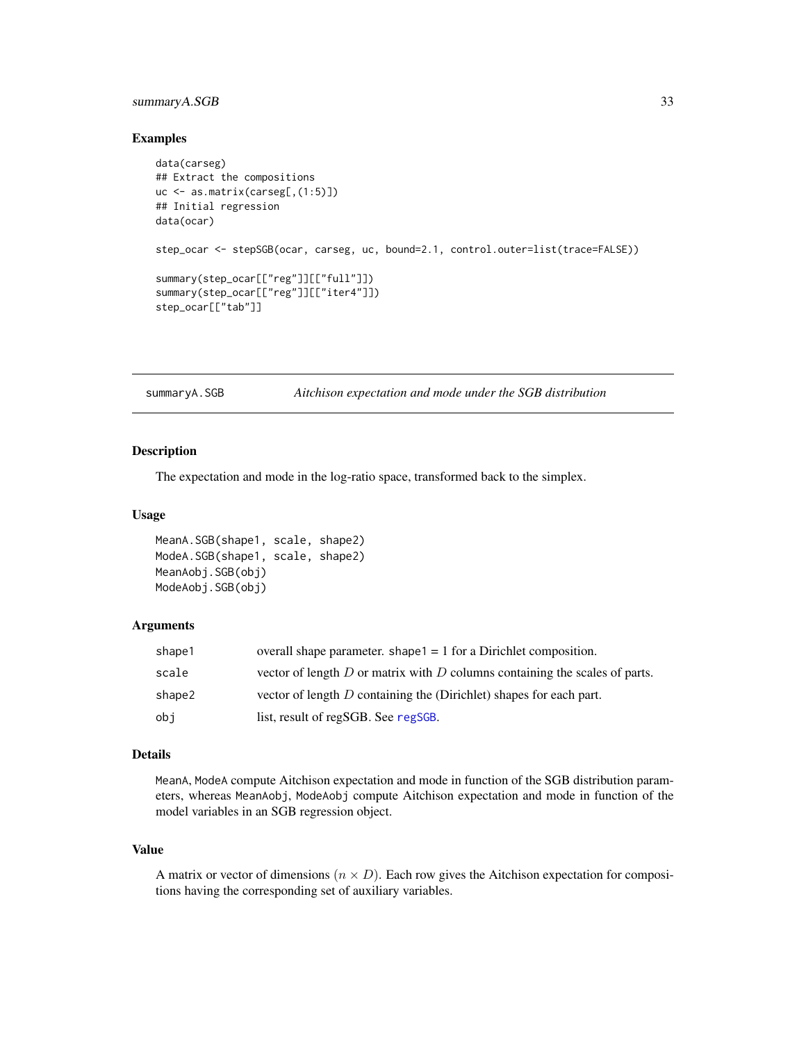### Examples

```
data(carseg)
## Extract the compositions
uc <- as.matrix(carseg[,(1:5)])
## Initial regression
data(ocar)

step_ocar <- stepSGB(ocar, carseg, uc, bound=2.1, control.outer=list(trace=FALSE))

summary(step_ocar[["reg"]][["full"]])
summary(step_ocar[["reg"]][["iter4"]])
step_ocar[["tab"]]
```

---

## summaryA.SGB — *Aitchison expectation and mode under the SGB distribution*

### Description

The expectation and mode in the log-ratio space, transformed back to the simplex.

### Usage

```
MeanA.SGB(shape1, scale, shape2)
ModeA.SGB(shape1, scale, shape2)
MeanAobj.SGB(obj)
ModeAobj.SGB(obj)
```

### Arguments

| | |
|---|---|
| `shape1` | overall shape parameter. `shape1 = 1` for a Dirichlet composition. |
| `scale` | vector of length $D$ or matrix with $D$ columns containing the scales of parts. |
| `shape2` | vector of length $D$ containing the (Dirichlet) shapes for each part. |
| `obj` | list, result of regSGB. See `regSGB`. |

### Details

`MeanA`, `ModeA` compute Aitchison expectation and mode in function of the SGB distribution parameters, whereas `MeanAobj`, `ModeAobj` compute Aitchison expectation and mode in function of the model variables in an SGB regression object.

### Value

A matrix or vector of dimensions $(n \times D)$. Each row gives the Aitchison expectation for compositions having the corresponding set of auxiliary variables.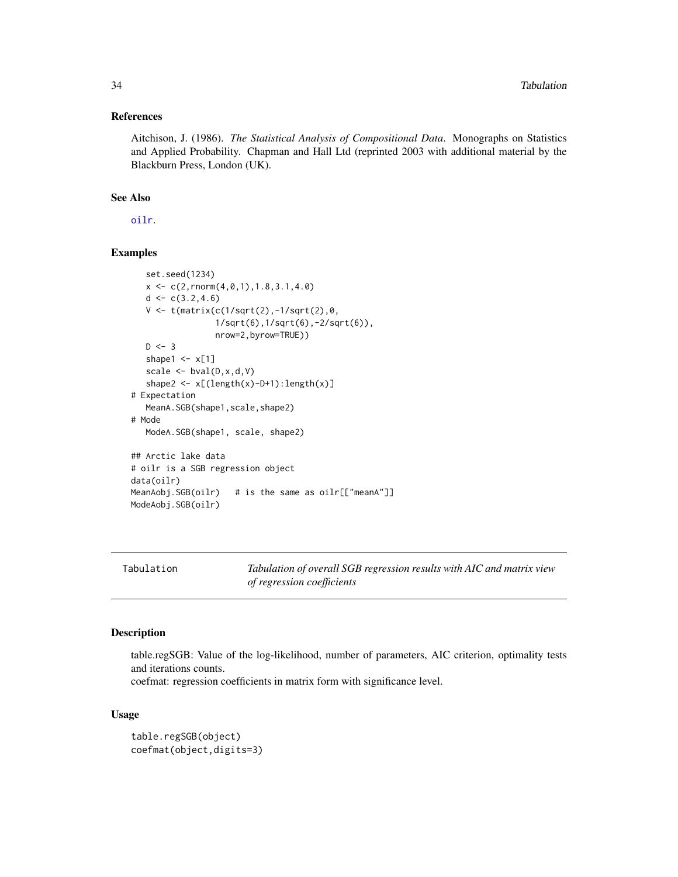### References

Aitchison, J. (1986). *The Statistical Analysis of Compositional Data*. Monographs on Statistics and Applied Probability. Chapman and Hall Ltd (reprinted 2003 with additional material by the Blackburn Press, London (UK).

### See Also

oilr.

### Examples

```
   set.seed(1234)
   x <- c(2,rnorm(4,0,1),1.8,3.1,4.0)
   d <- c(3.2,4.6)
   V <- t(matrix(c(1/sqrt(2),-1/sqrt(2),0,
                1/sqrt(6),1/sqrt(6),-2/sqrt(6)),
                nrow=2,byrow=TRUE))
   D <- 3
   shape1 <- x[1]
   scale <- bval(D,x,d,V)
   shape2 <- x[(length(x)-D+1):length(x)]
# Expectation
   MeanA.SGB(shape1,scale,shape2)
# Mode
   ModeA.SGB(shape1, scale, shape2)

## Arctic lake data
# oilr is a SGB regression object
data(oilr)
MeanAobj.SGB(oilr)   # is the same as oilr[["meanA"]]
ModeAobj.SGB(oilr)
```

---

## Tabulation — *Tabulation of overall SGB regression results with AIC and matrix view of regression coefficients*

---

### Description

table.regSGB: Value of the log-likelihood, number of parameters, AIC criterion, optimality tests and iterations counts.
coefmat: regression coefficients in matrix form with significance level.

### Usage

```
table.regSGB(object)
coefmat(object,digits=3)
```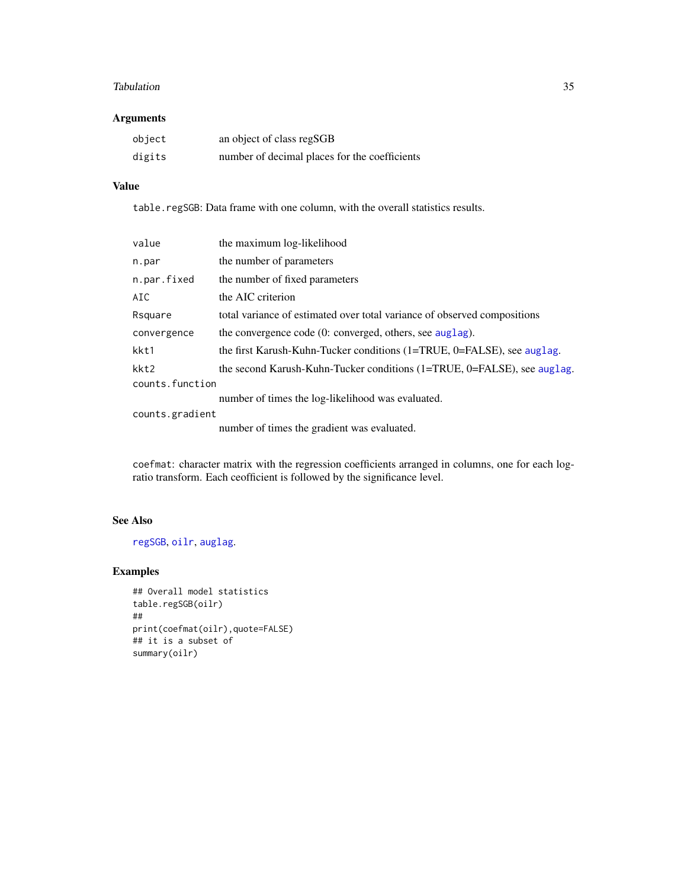## Arguments

| | |
|---|---|
| `object` | an object of class regSGB |
| `digits` | number of decimal places for the coefficients |

## Value

`table.regSGB`: Data frame with one column, with the overall statistics results.

| | |
|---|---|
| `value` | the maximum log-likelihood |
| `n.par` | the number of parameters |
| `n.par.fixed` | the number of fixed parameters |
| `AIC` | the AIC criterion |
| `Rsquare` | total variance of estimated over total variance of observed compositions |
| `convergence` | the convergence code (0: converged, others, see `auglag`). |
| `kkt1` | the first Karush-Kuhn-Tucker conditions (1=TRUE, 0=FALSE), see `auglag`. |
| `kkt2` | the second Karush-Kuhn-Tucker conditions (1=TRUE, 0=FALSE), see `auglag`. |
| `counts.function` | number of times the log-likelihood was evaluated. |
| `counts.gradient` | number of times the gradient was evaluated. |

`coefmat`: character matrix with the regression coefficients arranged in columns, one for each log-ratio transform. Each ceofficient is followed by the significance level.

## See Also

`regSGB`, `oilr`, `auglag`.

## Examples

```
## Overall model statistics
table.regSGB(oilr)
##
print(coefmat(oilr),quote=FALSE)
## it is a subset of
summary(oilr)
```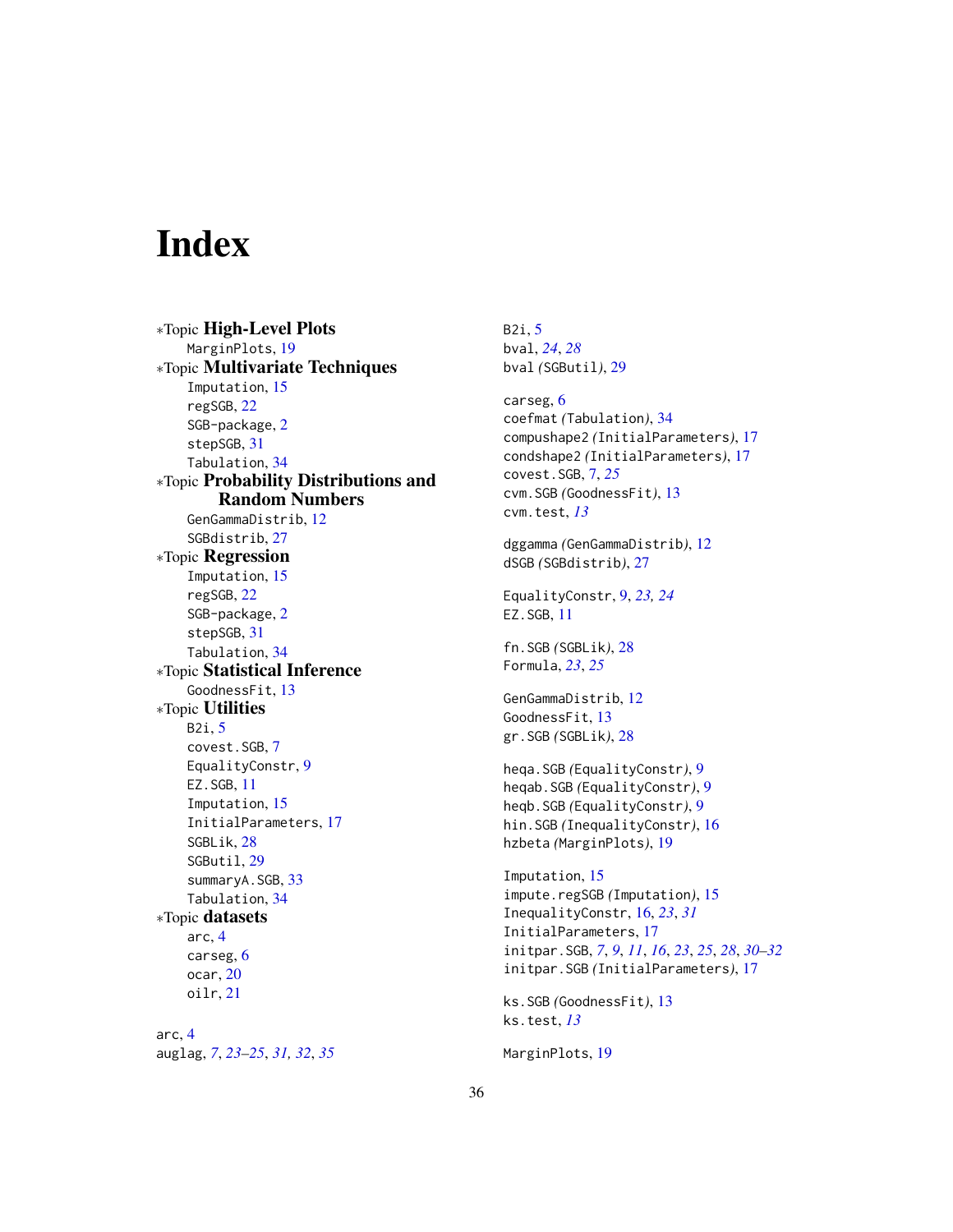# Index

∗Topic **High-Level Plots**
  MarginPlots, 19
∗Topic **Multivariate Techniques**
  Imputation, 15
  regSGB, 22
  SGB-package, 2
  stepSGB, 31
  Tabulation, 34
∗Topic **Probability Distributions and Random Numbers**
  GenGammaDistrib, 12
  SGBdistrib, 27
∗Topic **Regression**
  Imputation, 15
  regSGB, 22
  SGB-package, 2
  stepSGB, 31
  Tabulation, 34
∗Topic **Statistical Inference**
  GoodnessFit, 13
∗Topic **Utilities**
  B2i, 5
  covest.SGB, 7
  EqualityConstr, 9
  EZ.SGB, 11
  Imputation, 15
  InitialParameters, 17
  SGBLik, 28
  SGButil, 29
  summaryA.SGB, 33
  Tabulation, 34
∗Topic **datasets**
  arc, 4
  carseg, 6
  ocar, 20
  oilr, 21

arc, 4
auglag, *7*, *23–25*, *31, 32*, *35*

B2i, 5
bval, *24*, *28*
bval *(*SGButil*)*, 29

carseg, 6
coefmat *(*Tabulation*)*, 34
compushape2 *(*InitialParameters*)*, 17
condshape2 *(*InitialParameters*)*, 17
covest.SGB, 7, *25*
cvm.SGB *(*GoodnessFit*)*, 13
cvm.test, *13*

dggamma *(*GenGammaDistrib*)*, 12
dSGB *(*SGBdistrib*)*, 27

EqualityConstr, 9, *23, 24*
EZ.SGB, 11

fn.SGB *(*SGBLik*)*, 28
Formula, *23*, *25*

GenGammaDistrib, 12
GoodnessFit, 13
gr.SGB *(*SGBLik*)*, 28

heqa.SGB *(*EqualityConstr*)*, 9
heqab.SGB *(*EqualityConstr*)*, 9
heqb.SGB *(*EqualityConstr*)*, 9
hin.SGB *(*InequalityConstr*)*, 16
hzbeta *(*MarginPlots*)*, 19

Imputation, 15
impute.regSGB *(*Imputation*)*, 15
InequalityConstr, 16, *23*, *31*
InitialParameters, 17
initpar.SGB, *7*, *9*, *11*, *16*, *23*, *25*, *28*, *30–32*
initpar.SGB *(*InitialParameters*)*, 17

ks.SGB *(*GoodnessFit*)*, 13
ks.test, *13*

MarginPlots, 19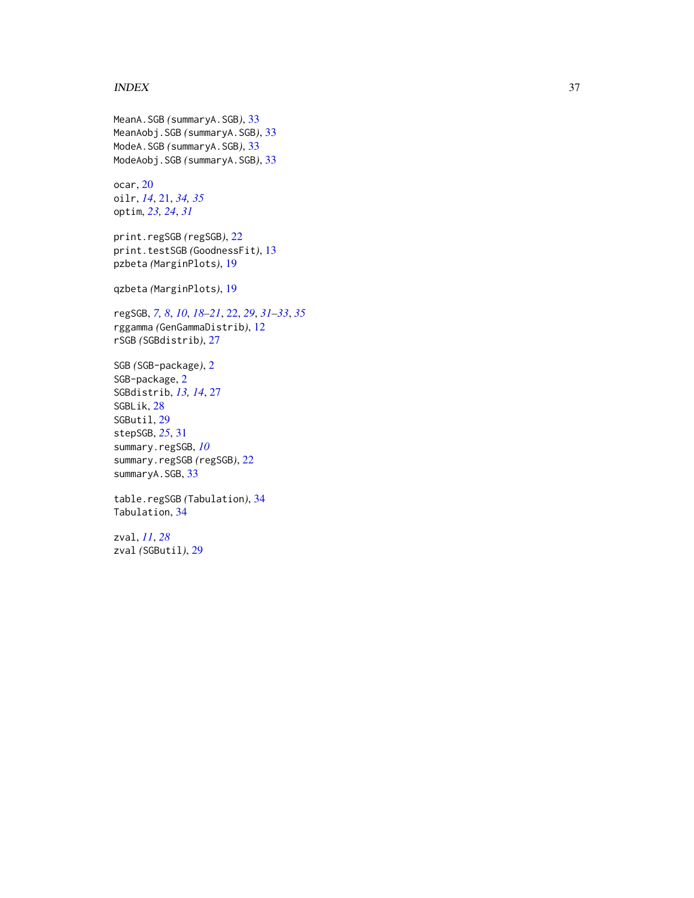MeanA.SGB *(*summaryA.SGB*)*, 33
MeanAobj.SGB *(*summaryA.SGB*)*, 33
ModeA.SGB *(*summaryA.SGB*)*, 33
ModeAobj.SGB *(*summaryA.SGB*)*, 33

ocar, 20
oilr, *14*, 21, *34, 35*
optim, *23, 24*, *31*

print.regSGB *(*regSGB*)*, 22
print.testSGB *(*GoodnessFit*)*, 13
pzbeta *(*MarginPlots*)*, 19

qzbeta *(*MarginPlots*)*, 19

regSGB, *7, 8*, *10*, *18–21*, 22, *29*, *31–33*, *35*
rggamma *(*GenGammaDistrib*)*, 12
rSGB *(*SGBdistrib*)*, 27

SGB *(*SGB-package*)*, 2
SGB-package, 2
SGBdistrib, *13, 14*, 27
SGBLik, 28
SGButil, 29
stepSGB, *25*, 31
summary.regSGB, *10*
summary.regSGB *(*regSGB*)*, 22
summaryA.SGB, 33

table.regSGB *(*Tabulation*)*, 34
Tabulation, 34

zval, *11*, *28*
zval *(*SGButil*)*, 29